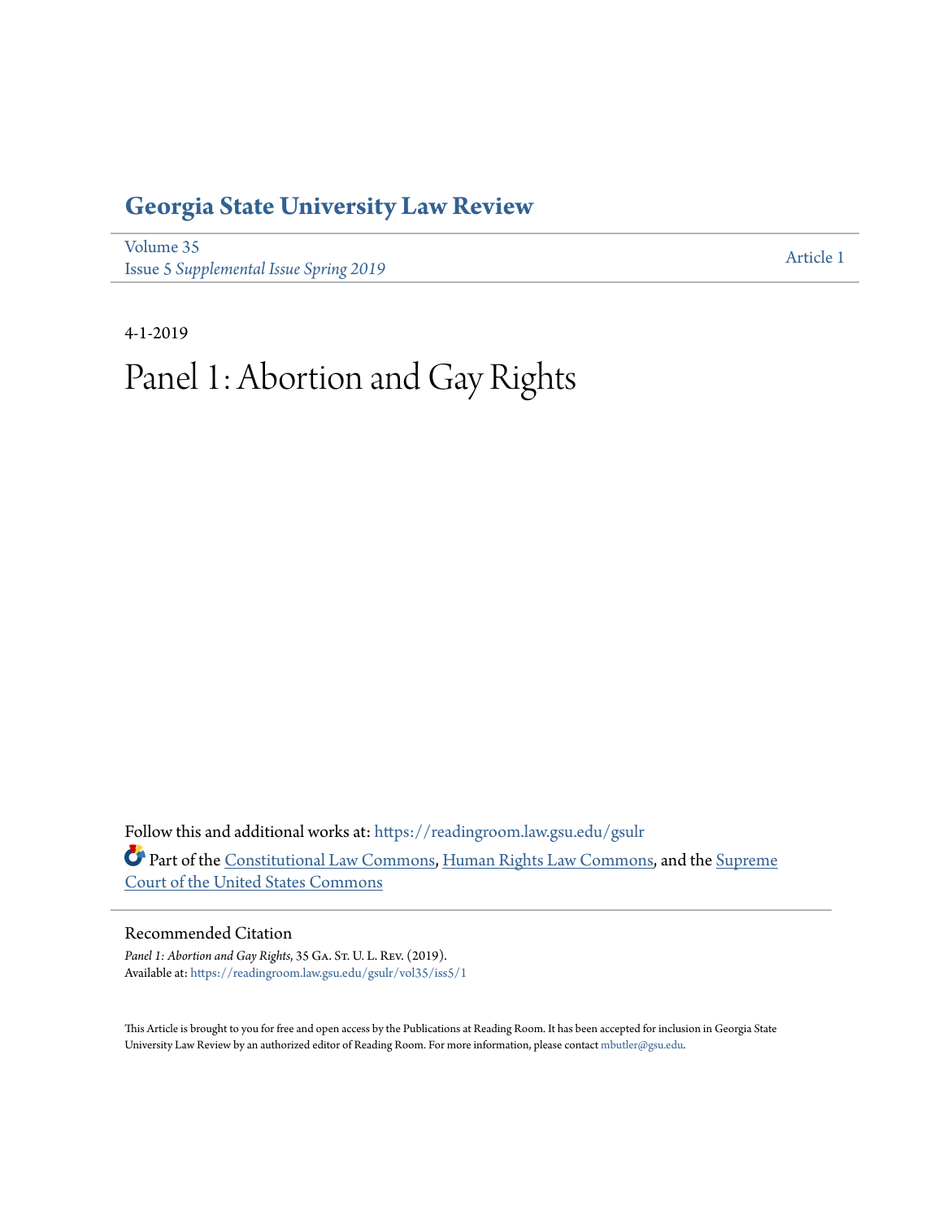# Georgia State University Law Review

Volume 35
Issue 5 *Supplemental Issue Spring 2019*

Article 1

4-1-2019

# Panel 1: Abortion and Gay Rights

Follow this and additional works at: https://readingroom.law.gsu.edu/gsulr

Part of the Constitutional Law Commons, Human Rights Law Commons, and the Supreme Court of the United States Commons

## Recommended Citation

*Panel 1: Abortion and Gay Rights*, 35 Ga. St. U. L. Rev. (2019).
Available at: https://readingroom.law.gsu.edu/gsulr/vol35/iss5/1

This Article is brought to you for free and open access by the Publications at Reading Room. It has been accepted for inclusion in Georgia State University Law Review by an authorized editor of Reading Room. For more information, please contact mbutler@gsu.edu.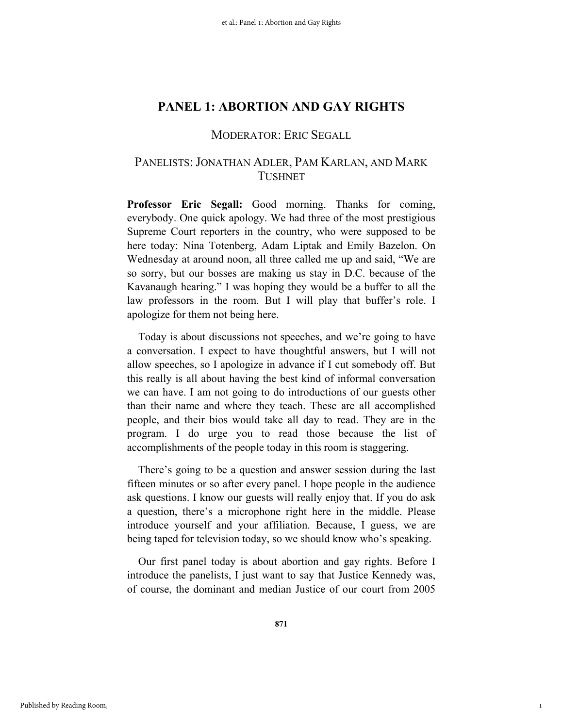# PANEL 1: ABORTION AND GAY RIGHTS

## MODERATOR: ERIC SEGALL

## PANELISTS: JONATHAN ADLER, PAM KARLAN, AND MARK TUSHNET

**Professor Eric Segall:** Good morning. Thanks for coming, everybody. One quick apology. We had three of the most prestigious Supreme Court reporters in the country, who were supposed to be here today: Nina Totenberg, Adam Liptak and Emily Bazelon. On Wednesday at around noon, all three called me up and said, "We are so sorry, but our bosses are making us stay in D.C. because of the Kavanaugh hearing." I was hoping they would be a buffer to all the law professors in the room. But I will play that buffer's role. I apologize for them not being here.

Today is about discussions not speeches, and we're going to have a conversation. I expect to have thoughtful answers, but I will not allow speeches, so I apologize in advance if I cut somebody off. But this really is all about having the best kind of informal conversation we can have. I am not going to do introductions of our guests other than their name and where they teach. These are all accomplished people, and their bios would take all day to read. They are in the program. I do urge you to read those because the list of accomplishments of the people today in this room is staggering.

There's going to be a question and answer session during the last fifteen minutes or so after every panel. I hope people in the audience ask questions. I know our guests will really enjoy that. If you do ask a question, there's a microphone right here in the middle. Please introduce yourself and your affiliation. Because, I guess, we are being taped for television today, so we should know who's speaking.

Our first panel today is about abortion and gay rights. Before I introduce the panelists, I just want to say that Justice Kennedy was, of course, the dominant and median Justice of our court from 2005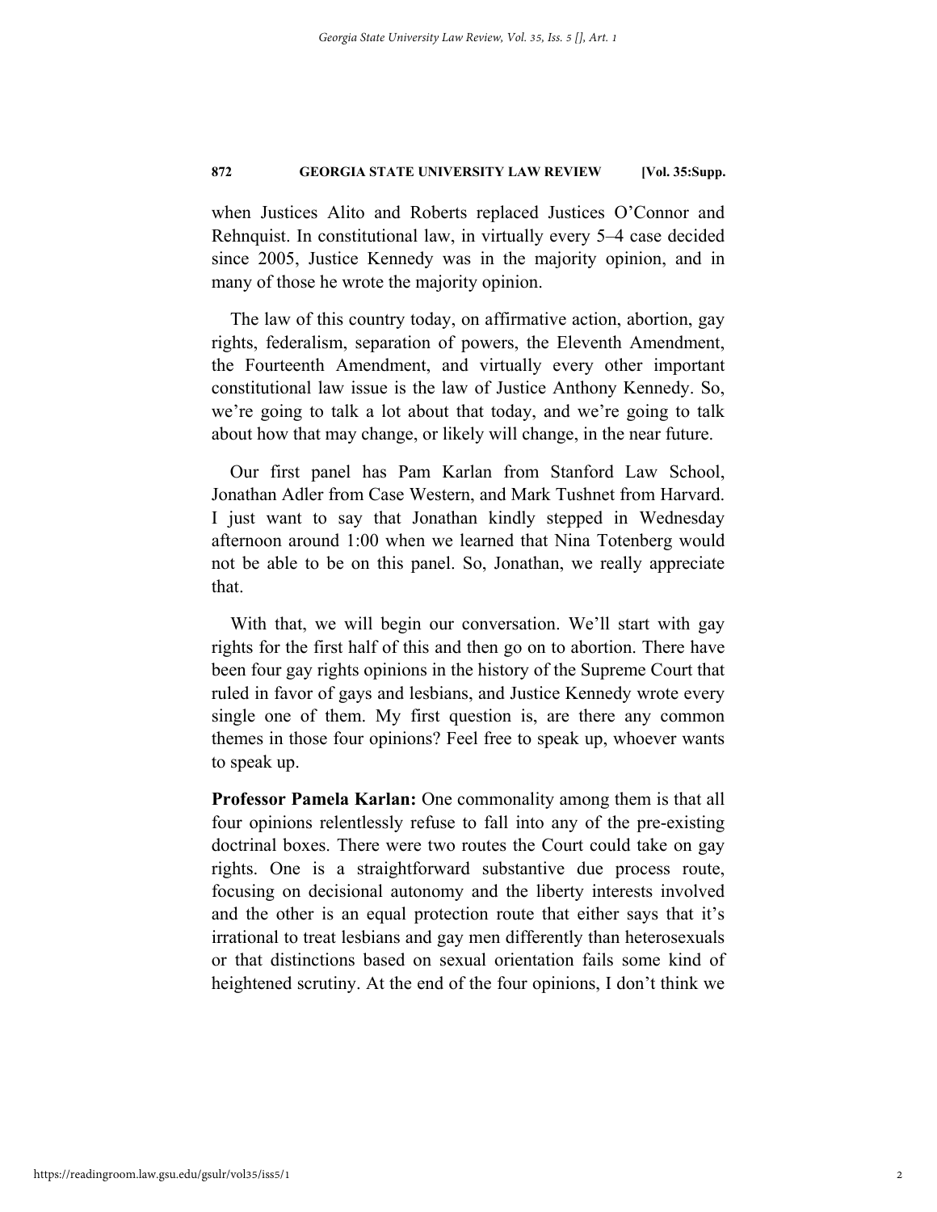when Justices Alito and Roberts replaced Justices O'Connor and Rehnquist. In constitutional law, in virtually every 5–4 case decided since 2005, Justice Kennedy was in the majority opinion, and in many of those he wrote the majority opinion.

The law of this country today, on affirmative action, abortion, gay rights, federalism, separation of powers, the Eleventh Amendment, the Fourteenth Amendment, and virtually every other important constitutional law issue is the law of Justice Anthony Kennedy. So, we're going to talk a lot about that today, and we're going to talk about how that may change, or likely will change, in the near future.

Our first panel has Pam Karlan from Stanford Law School, Jonathan Adler from Case Western, and Mark Tushnet from Harvard. I just want to say that Jonathan kindly stepped in Wednesday afternoon around 1:00 when we learned that Nina Totenberg would not be able to be on this panel. So, Jonathan, we really appreciate that.

With that, we will begin our conversation. We'll start with gay rights for the first half of this and then go on to abortion. There have been four gay rights opinions in the history of the Supreme Court that ruled in favor of gays and lesbians, and Justice Kennedy wrote every single one of them. My first question is, are there any common themes in those four opinions? Feel free to speak up, whoever wants to speak up.

**Professor Pamela Karlan:** One commonality among them is that all four opinions relentlessly refuse to fall into any of the pre-existing doctrinal boxes. There were two routes the Court could take on gay rights. One is a straightforward substantive due process route, focusing on decisional autonomy and the liberty interests involved and the other is an equal protection route that either says that it's irrational to treat lesbians and gay men differently than heterosexuals or that distinctions based on sexual orientation fails some kind of heightened scrutiny. At the end of the four opinions, I don't think we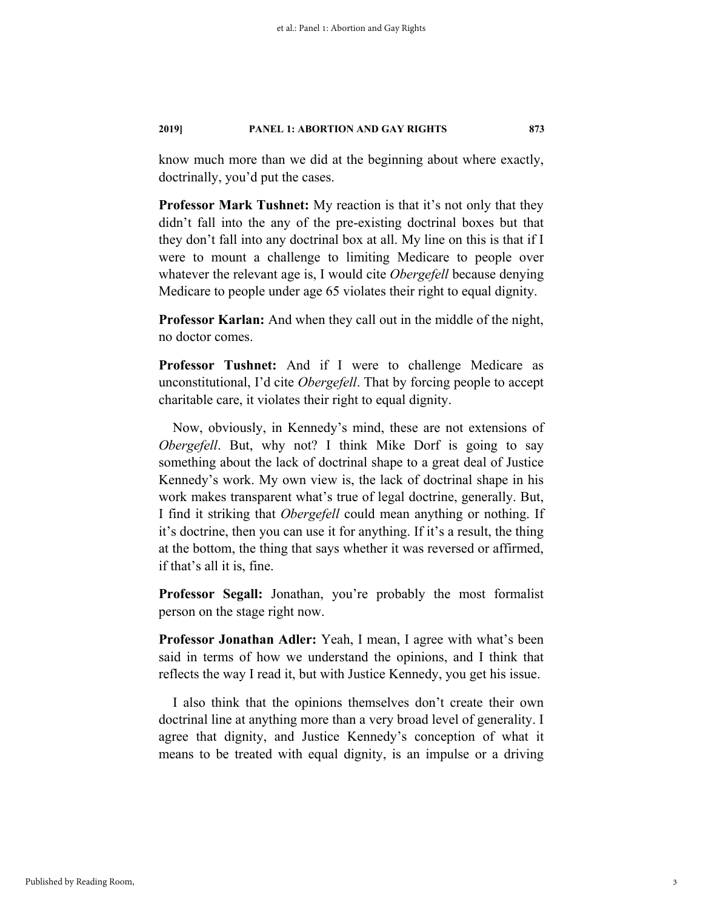know much more than we did at the beginning about where exactly, doctrinally, you'd put the cases.

**Professor Mark Tushnet:** My reaction is that it's not only that they didn't fall into the any of the pre-existing doctrinal boxes but that they don't fall into any doctrinal box at all. My line on this is that if I were to mount a challenge to limiting Medicare to people over whatever the relevant age is, I would cite *Obergefell* because denying Medicare to people under age 65 violates their right to equal dignity.

**Professor Karlan:** And when they call out in the middle of the night, no doctor comes.

**Professor Tushnet:** And if I were to challenge Medicare as unconstitutional, I'd cite *Obergefell*. That by forcing people to accept charitable care, it violates their right to equal dignity.

Now, obviously, in Kennedy's mind, these are not extensions of *Obergefell*. But, why not? I think Mike Dorf is going to say something about the lack of doctrinal shape to a great deal of Justice Kennedy's work. My own view is, the lack of doctrinal shape in his work makes transparent what's true of legal doctrine, generally. But, I find it striking that *Obergefell* could mean anything or nothing. If it's doctrine, then you can use it for anything. If it's a result, the thing at the bottom, the thing that says whether it was reversed or affirmed, if that's all it is, fine.

**Professor Segall:** Jonathan, you're probably the most formalist person on the stage right now.

**Professor Jonathan Adler:** Yeah, I mean, I agree with what's been said in terms of how we understand the opinions, and I think that reflects the way I read it, but with Justice Kennedy, you get his issue.

I also think that the opinions themselves don't create their own doctrinal line at anything more than a very broad level of generality. I agree that dignity, and Justice Kennedy's conception of what it means to be treated with equal dignity, is an impulse or a driving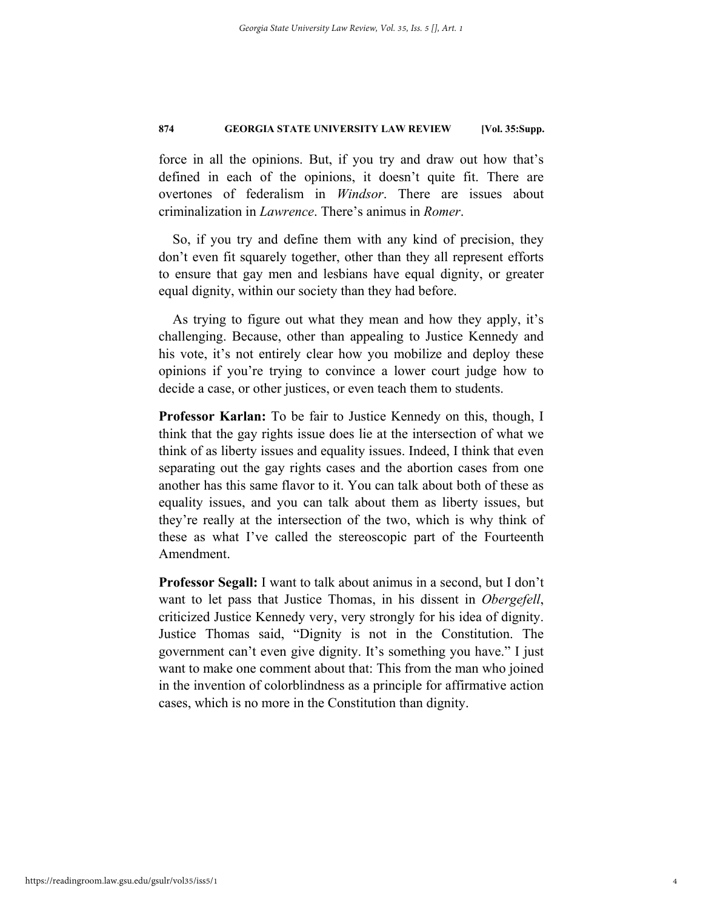force in all the opinions. But, if you try and draw out how that's defined in each of the opinions, it doesn't quite fit. There are overtones of federalism in *Windsor*. There are issues about criminalization in *Lawrence*. There's animus in *Romer*.

So, if you try and define them with any kind of precision, they don't even fit squarely together, other than they all represent efforts to ensure that gay men and lesbians have equal dignity, or greater equal dignity, within our society than they had before.

As trying to figure out what they mean and how they apply, it's challenging. Because, other than appealing to Justice Kennedy and his vote, it's not entirely clear how you mobilize and deploy these opinions if you're trying to convince a lower court judge how to decide a case, or other justices, or even teach them to students.

**Professor Karlan:** To be fair to Justice Kennedy on this, though, I think that the gay rights issue does lie at the intersection of what we think of as liberty issues and equality issues. Indeed, I think that even separating out the gay rights cases and the abortion cases from one another has this same flavor to it. You can talk about both of these as equality issues, and you can talk about them as liberty issues, but they're really at the intersection of the two, which is why think of these as what I've called the stereoscopic part of the Fourteenth Amendment.

**Professor Segall:** I want to talk about animus in a second, but I don't want to let pass that Justice Thomas, in his dissent in *Obergefell*, criticized Justice Kennedy very, very strongly for his idea of dignity. Justice Thomas said, "Dignity is not in the Constitution. The government can't even give dignity. It's something you have." I just want to make one comment about that: This from the man who joined in the invention of colorblindness as a principle for affirmative action cases, which is no more in the Constitution than dignity.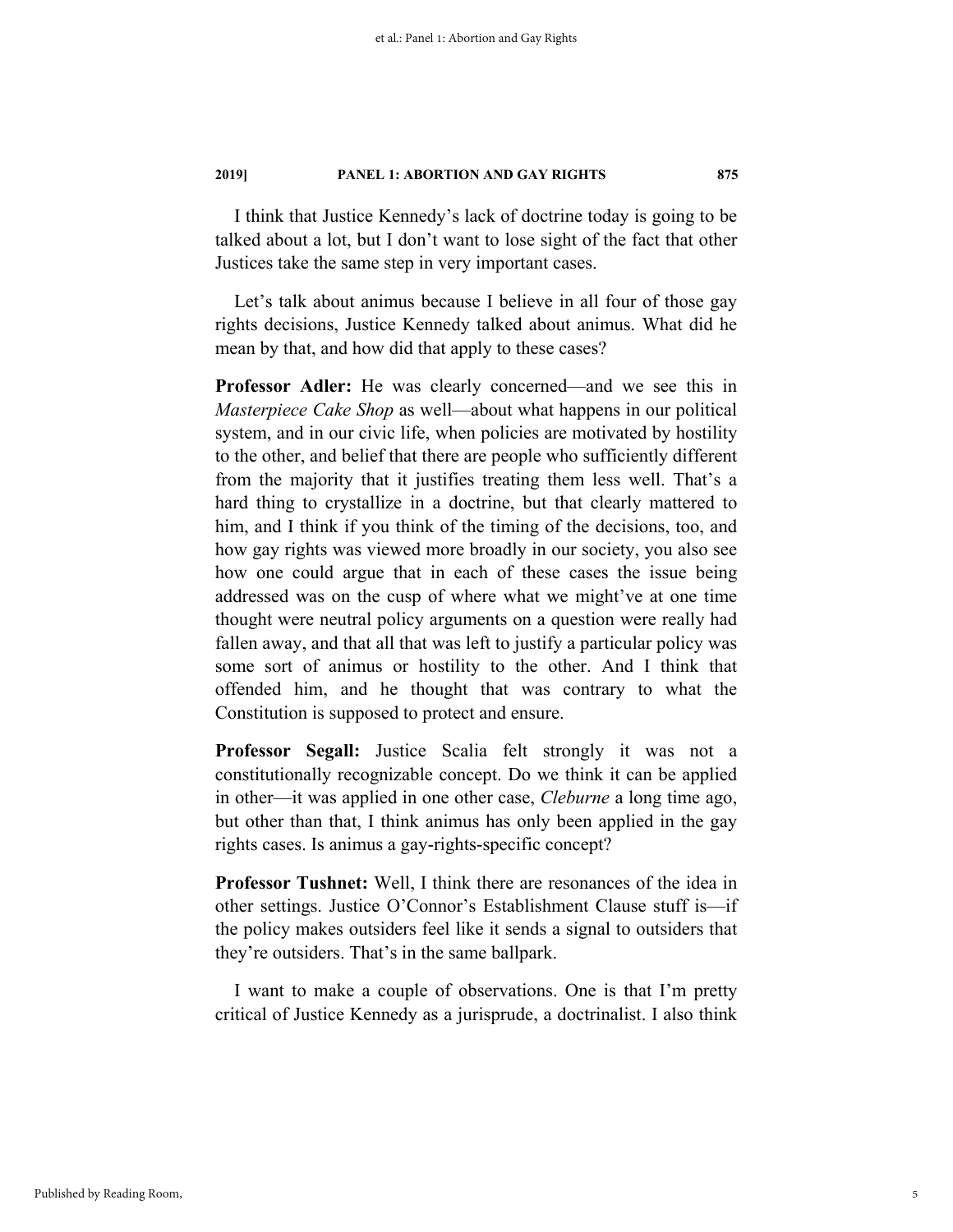I think that Justice Kennedy's lack of doctrine today is going to be talked about a lot, but I don't want to lose sight of the fact that other Justices take the same step in very important cases.

Let's talk about animus because I believe in all four of those gay rights decisions, Justice Kennedy talked about animus. What did he mean by that, and how did that apply to these cases?

**Professor Adler:** He was clearly concerned—and we see this in *Masterpiece Cake Shop* as well—about what happens in our political system, and in our civic life, when policies are motivated by hostility to the other, and belief that there are people who sufficiently different from the majority that it justifies treating them less well. That's a hard thing to crystallize in a doctrine, but that clearly mattered to him, and I think if you think of the timing of the decisions, too, and how gay rights was viewed more broadly in our society, you also see how one could argue that in each of these cases the issue being addressed was on the cusp of where what we might've at one time thought were neutral policy arguments on a question were really had fallen away, and that all that was left to justify a particular policy was some sort of animus or hostility to the other. And I think that offended him, and he thought that was contrary to what the Constitution is supposed to protect and ensure.

**Professor Segall:** Justice Scalia felt strongly it was not a constitutionally recognizable concept. Do we think it can be applied in other—it was applied in one other case, *Cleburne* a long time ago, but other than that, I think animus has only been applied in the gay rights cases. Is animus a gay-rights-specific concept?

**Professor Tushnet:** Well, I think there are resonances of the idea in other settings. Justice O'Connor's Establishment Clause stuff is—if the policy makes outsiders feel like it sends a signal to outsiders that they're outsiders. That's in the same ballpark.

I want to make a couple of observations. One is that I'm pretty critical of Justice Kennedy as a jurisprude, a doctrinalist. I also think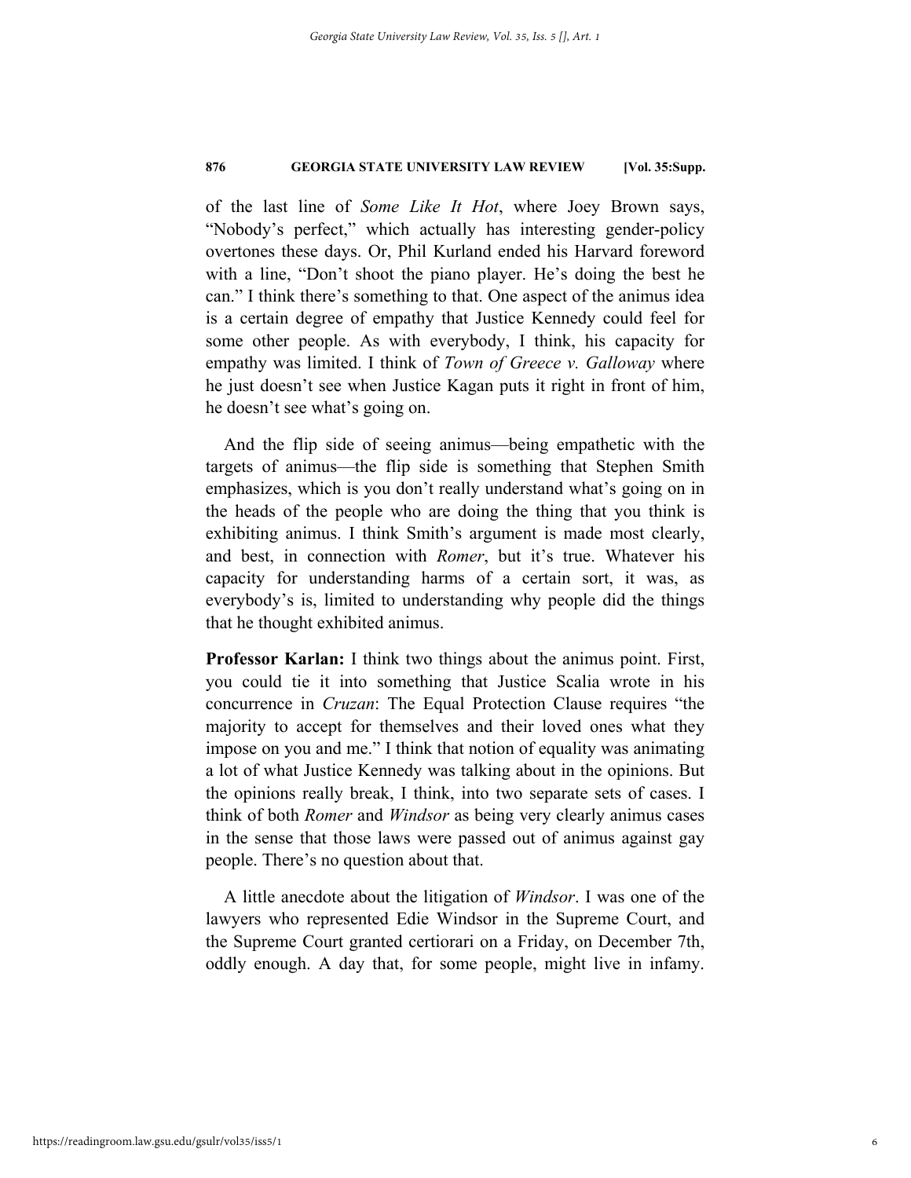of the last line of *Some Like It Hot*, where Joey Brown says, "Nobody's perfect," which actually has interesting gender-policy overtones these days. Or, Phil Kurland ended his Harvard foreword with a line, "Don't shoot the piano player. He's doing the best he can." I think there's something to that. One aspect of the animus idea is a certain degree of empathy that Justice Kennedy could feel for some other people. As with everybody, I think, his capacity for empathy was limited. I think of *Town of Greece v. Galloway* where he just doesn't see when Justice Kagan puts it right in front of him, he doesn't see what's going on.

And the flip side of seeing animus—being empathetic with the targets of animus—the flip side is something that Stephen Smith emphasizes, which is you don't really understand what's going on in the heads of the people who are doing the thing that you think is exhibiting animus. I think Smith's argument is made most clearly, and best, in connection with *Romer*, but it's true. Whatever his capacity for understanding harms of a certain sort, it was, as everybody's is, limited to understanding why people did the things that he thought exhibited animus.

**Professor Karlan:** I think two things about the animus point. First, you could tie it into something that Justice Scalia wrote in his concurrence in *Cruzan*: The Equal Protection Clause requires "the majority to accept for themselves and their loved ones what they impose on you and me." I think that notion of equality was animating a lot of what Justice Kennedy was talking about in the opinions. But the opinions really break, I think, into two separate sets of cases. I think of both *Romer* and *Windsor* as being very clearly animus cases in the sense that those laws were passed out of animus against gay people. There's no question about that.

A little anecdote about the litigation of *Windsor*. I was one of the lawyers who represented Edie Windsor in the Supreme Court, and the Supreme Court granted certiorari on a Friday, on December 7th, oddly enough. A day that, for some people, might live in infamy.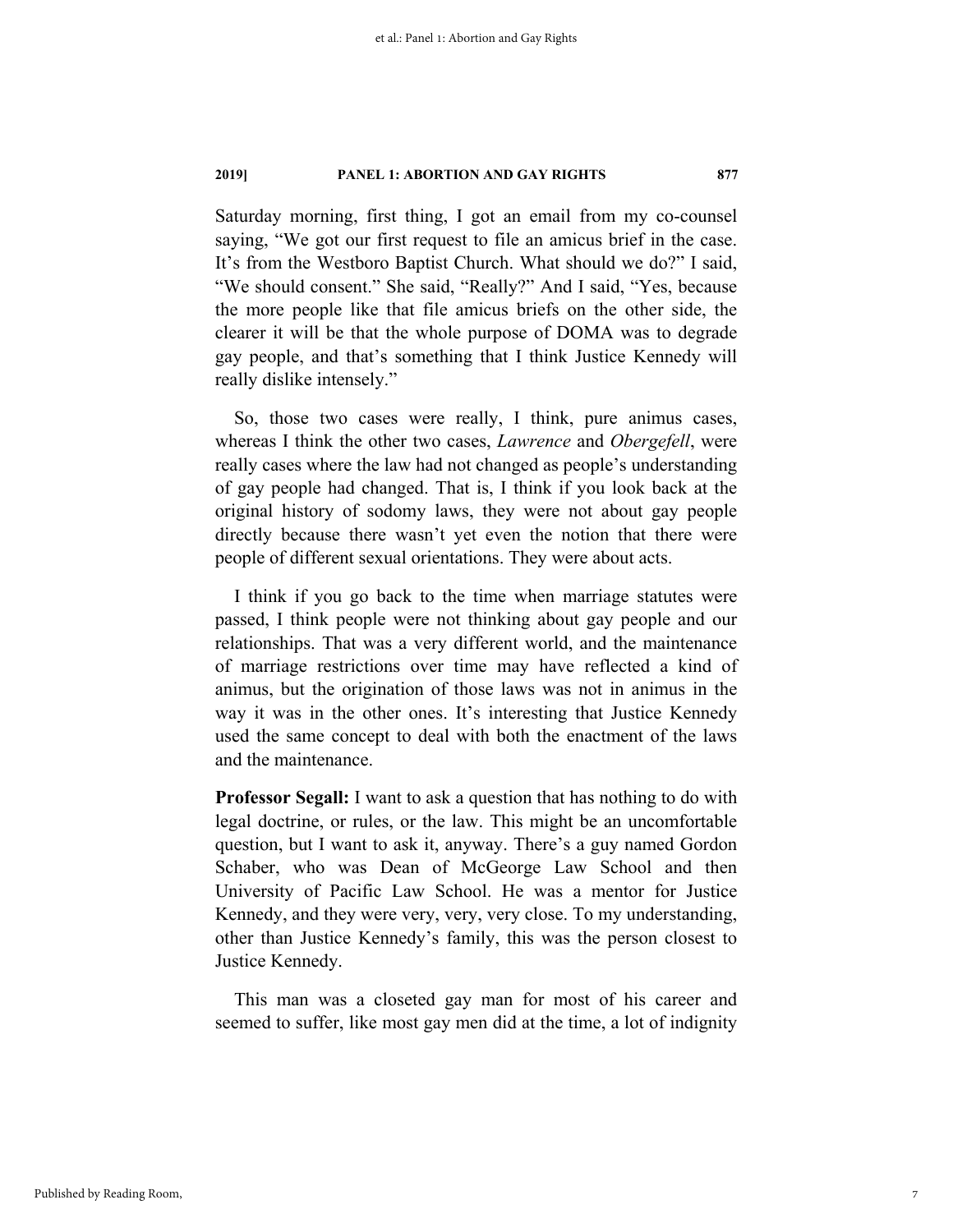Saturday morning, first thing, I got an email from my co-counsel saying, "We got our first request to file an amicus brief in the case. It's from the Westboro Baptist Church. What should we do?" I said, "We should consent." She said, "Really?" And I said, "Yes, because the more people like that file amicus briefs on the other side, the clearer it will be that the whole purpose of DOMA was to degrade gay people, and that's something that I think Justice Kennedy will really dislike intensely."

So, those two cases were really, I think, pure animus cases, whereas I think the other two cases, *Lawrence* and *Obergefell*, were really cases where the law had not changed as people's understanding of gay people had changed. That is, I think if you look back at the original history of sodomy laws, they were not about gay people directly because there wasn't yet even the notion that there were people of different sexual orientations. They were about acts.

I think if you go back to the time when marriage statutes were passed, I think people were not thinking about gay people and our relationships. That was a very different world, and the maintenance of marriage restrictions over time may have reflected a kind of animus, but the origination of those laws was not in animus in the way it was in the other ones. It's interesting that Justice Kennedy used the same concept to deal with both the enactment of the laws and the maintenance.

**Professor Segall:** I want to ask a question that has nothing to do with legal doctrine, or rules, or the law. This might be an uncomfortable question, but I want to ask it, anyway. There's a guy named Gordon Schaber, who was Dean of McGeorge Law School and then University of Pacific Law School. He was a mentor for Justice Kennedy, and they were very, very, very close. To my understanding, other than Justice Kennedy's family, this was the person closest to Justice Kennedy.

This man was a closeted gay man for most of his career and seemed to suffer, like most gay men did at the time, a lot of indignity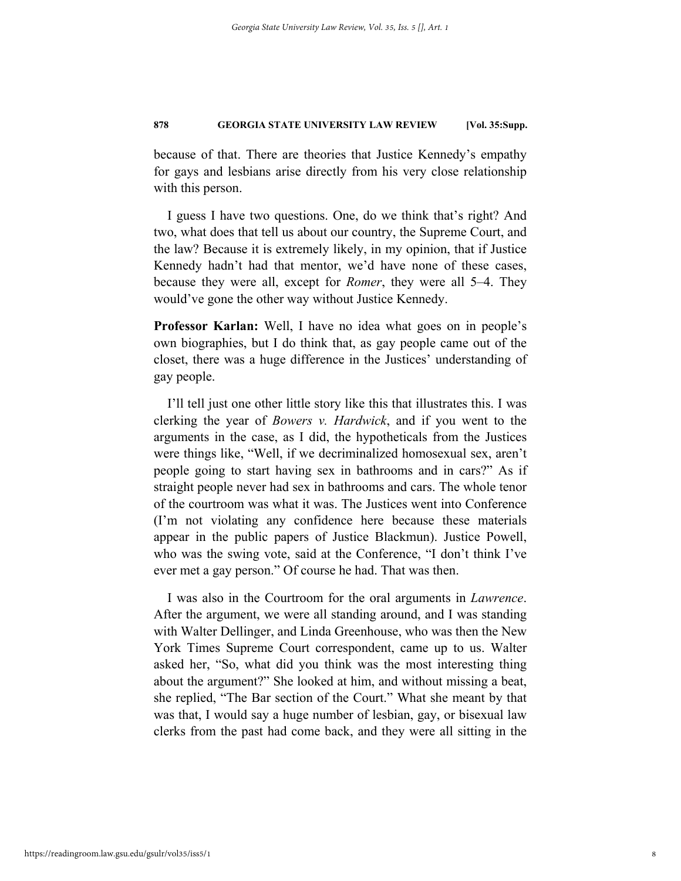because of that. There are theories that Justice Kennedy's empathy for gays and lesbians arise directly from his very close relationship with this person.

I guess I have two questions. One, do we think that's right? And two, what does that tell us about our country, the Supreme Court, and the law? Because it is extremely likely, in my opinion, that if Justice Kennedy hadn't had that mentor, we'd have none of these cases, because they were all, except for *Romer*, they were all 5–4. They would've gone the other way without Justice Kennedy.

**Professor Karlan:** Well, I have no idea what goes on in people's own biographies, but I do think that, as gay people came out of the closet, there was a huge difference in the Justices' understanding of gay people.

I'll tell just one other little story like this that illustrates this. I was clerking the year of *Bowers v. Hardwick*, and if you went to the arguments in the case, as I did, the hypotheticals from the Justices were things like, "Well, if we decriminalized homosexual sex, aren't people going to start having sex in bathrooms and in cars?" As if straight people never had sex in bathrooms and cars. The whole tenor of the courtroom was what it was. The Justices went into Conference (I'm not violating any confidence here because these materials appear in the public papers of Justice Blackmun). Justice Powell, who was the swing vote, said at the Conference, "I don't think I've ever met a gay person." Of course he had. That was then.

I was also in the Courtroom for the oral arguments in *Lawrence*. After the argument, we were all standing around, and I was standing with Walter Dellinger, and Linda Greenhouse, who was then the New York Times Supreme Court correspondent, came up to us. Walter asked her, "So, what did you think was the most interesting thing about the argument?" She looked at him, and without missing a beat, she replied, "The Bar section of the Court." What she meant by that was that, I would say a huge number of lesbian, gay, or bisexual law clerks from the past had come back, and they were all sitting in the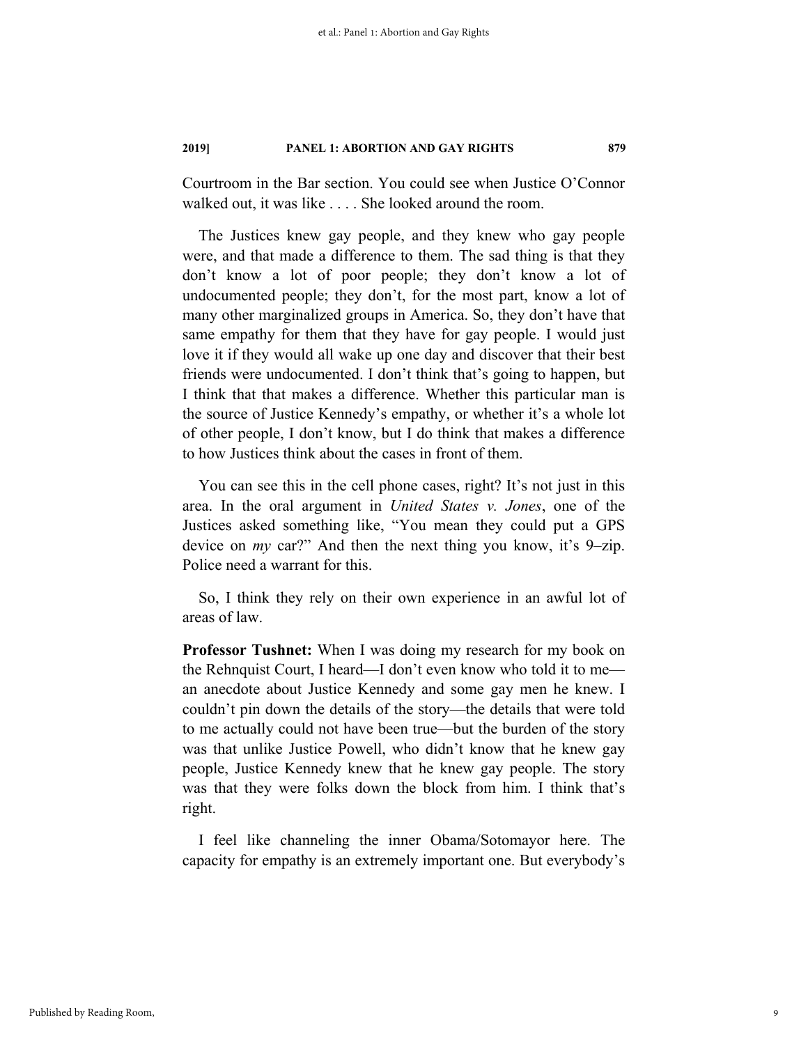Courtroom in the Bar section. You could see when Justice O'Connor walked out, it was like . . . . She looked around the room.

The Justices knew gay people, and they knew who gay people were, and that made a difference to them. The sad thing is that they don't know a lot of poor people; they don't know a lot of undocumented people; they don't, for the most part, know a lot of many other marginalized groups in America. So, they don't have that same empathy for them that they have for gay people. I would just love it if they would all wake up one day and discover that their best friends were undocumented. I don't think that's going to happen, but I think that that makes a difference. Whether this particular man is the source of Justice Kennedy's empathy, or whether it's a whole lot of other people, I don't know, but I do think that makes a difference to how Justices think about the cases in front of them.

You can see this in the cell phone cases, right? It's not just in this area. In the oral argument in *United States v. Jones*, one of the Justices asked something like, "You mean they could put a GPS device on *my* car?" And then the next thing you know, it's 9–zip. Police need a warrant for this.

So, I think they rely on their own experience in an awful lot of areas of law.

**Professor Tushnet:** When I was doing my research for my book on the Rehnquist Court, I heard—I don't even know who told it to me—an anecdote about Justice Kennedy and some gay men he knew. I couldn't pin down the details of the story—the details that were told to me actually could not have been true—but the burden of the story was that unlike Justice Powell, who didn't know that he knew gay people, Justice Kennedy knew that he knew gay people. The story was that they were folks down the block from him. I think that's right.

I feel like channeling the inner Obama/Sotomayor here. The capacity for empathy is an extremely important one. But everybody's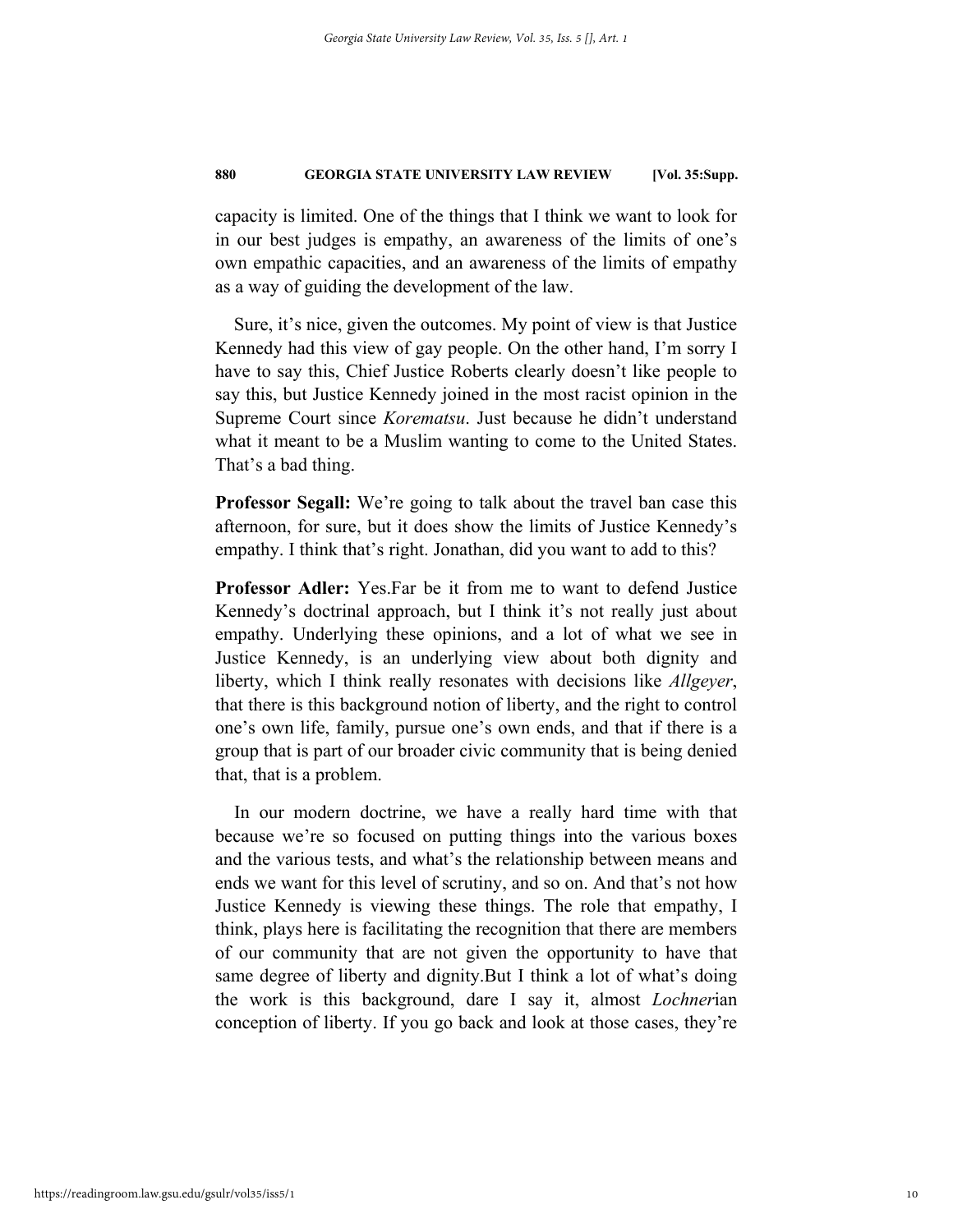capacity is limited. One of the things that I think we want to look for in our best judges is empathy, an awareness of the limits of one's own empathic capacities, and an awareness of the limits of empathy as a way of guiding the development of the law.

Sure, it's nice, given the outcomes. My point of view is that Justice Kennedy had this view of gay people. On the other hand, I'm sorry I have to say this, Chief Justice Roberts clearly doesn't like people to say this, but Justice Kennedy joined in the most racist opinion in the Supreme Court since *Korematsu*. Just because he didn't understand what it meant to be a Muslim wanting to come to the United States. That's a bad thing.

**Professor Segall:** We're going to talk about the travel ban case this afternoon, for sure, but it does show the limits of Justice Kennedy's empathy. I think that's right. Jonathan, did you want to add to this?

**Professor Adler:** Yes.Far be it from me to want to defend Justice Kennedy's doctrinal approach, but I think it's not really just about empathy. Underlying these opinions, and a lot of what we see in Justice Kennedy, is an underlying view about both dignity and liberty, which I think really resonates with decisions like *Allgeyer*, that there is this background notion of liberty, and the right to control one's own life, family, pursue one's own ends, and that if there is a group that is part of our broader civic community that is being denied that, that is a problem.

In our modern doctrine, we have a really hard time with that because we're so focused on putting things into the various boxes and the various tests, and what's the relationship between means and ends we want for this level of scrutiny, and so on. And that's not how Justice Kennedy is viewing these things. The role that empathy, I think, plays here is facilitating the recognition that there are members of our community that are not given the opportunity to have that same degree of liberty and dignity.But I think a lot of what's doing the work is this background, dare I say it, almost *Lochner*ian conception of liberty. If you go back and look at those cases, they're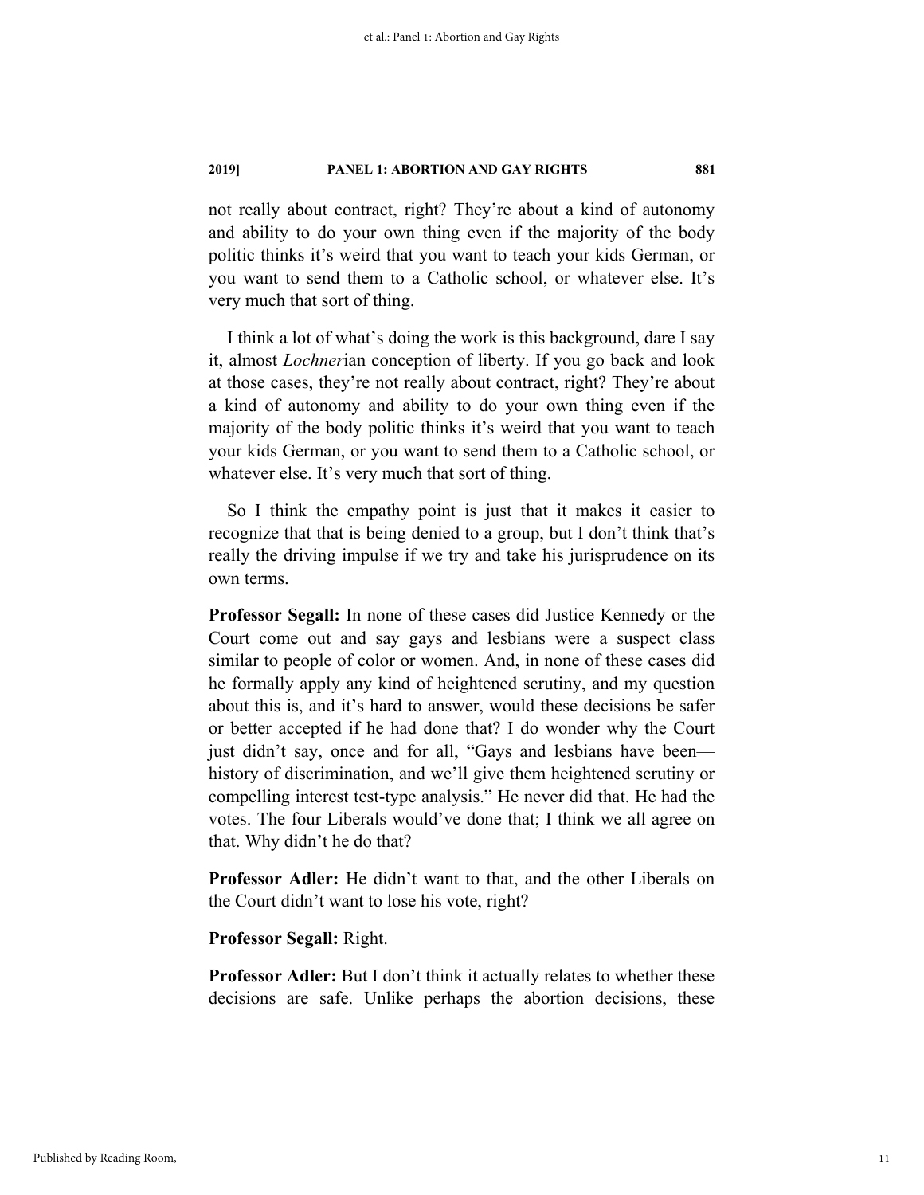not really about contract, right? They're about a kind of autonomy and ability to do your own thing even if the majority of the body politic thinks it's weird that you want to teach your kids German, or you want to send them to a Catholic school, or whatever else. It's very much that sort of thing.

I think a lot of what's doing the work is this background, dare I say it, almost *Lochner*ian conception of liberty. If you go back and look at those cases, they're not really about contract, right? They're about a kind of autonomy and ability to do your own thing even if the majority of the body politic thinks it's weird that you want to teach your kids German, or you want to send them to a Catholic school, or whatever else. It's very much that sort of thing.

So I think the empathy point is just that it makes it easier to recognize that that is being denied to a group, but I don't think that's really the driving impulse if we try and take his jurisprudence on its own terms.

**Professor Segall:** In none of these cases did Justice Kennedy or the Court come out and say gays and lesbians were a suspect class similar to people of color or women. And, in none of these cases did he formally apply any kind of heightened scrutiny, and my question about this is, and it's hard to answer, would these decisions be safer or better accepted if he had done that? I do wonder why the Court just didn't say, once and for all, "Gays and lesbians have been—history of discrimination, and we'll give them heightened scrutiny or compelling interest test-type analysis." He never did that. He had the votes. The four Liberals would've done that; I think we all agree on that. Why didn't he do that?

**Professor Adler:** He didn't want to that, and the other Liberals on the Court didn't want to lose his vote, right?

**Professor Segall:** Right.

**Professor Adler:** But I don't think it actually relates to whether these decisions are safe. Unlike perhaps the abortion decisions, these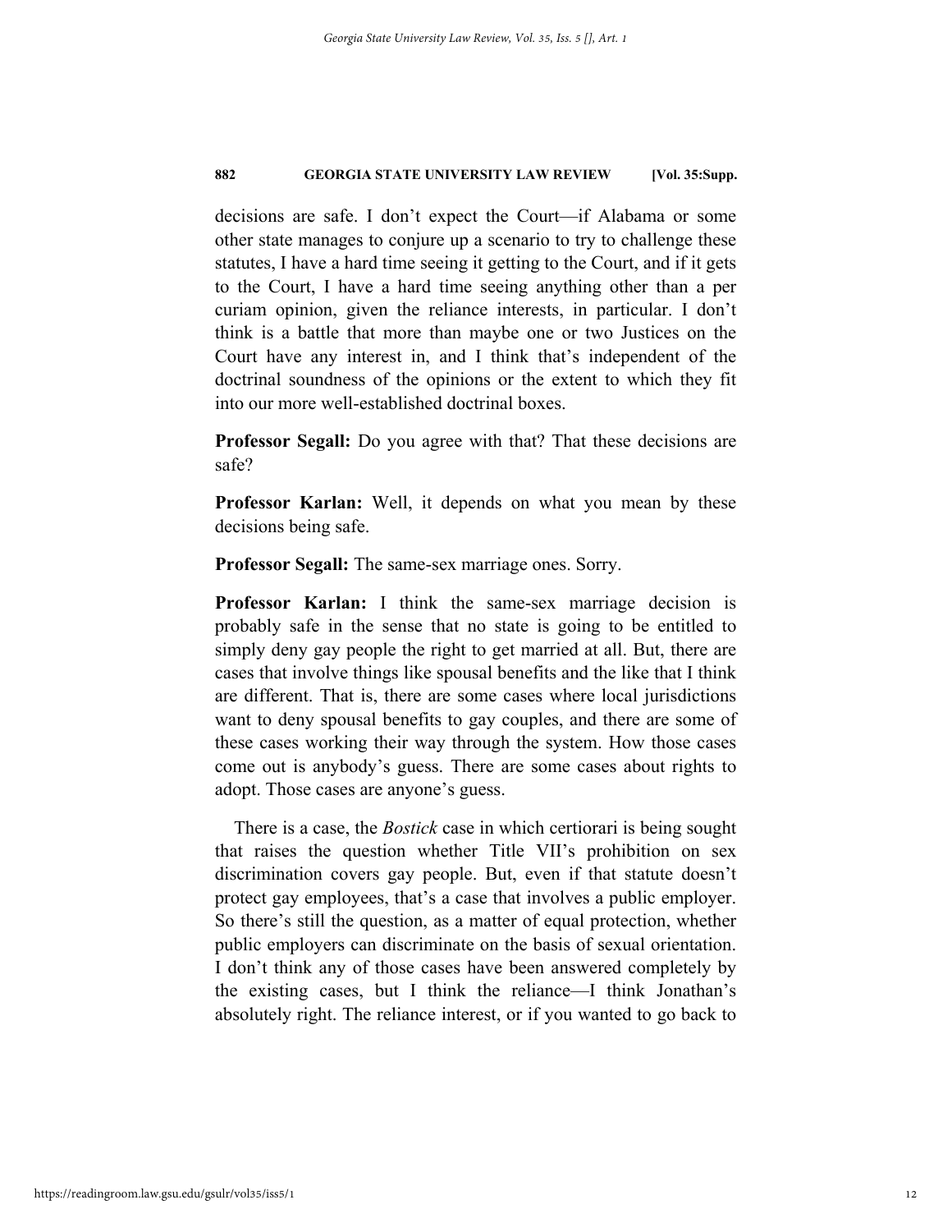decisions are safe. I don't expect the Court—if Alabama or some other state manages to conjure up a scenario to try to challenge these statutes, I have a hard time seeing it getting to the Court, and if it gets to the Court, I have a hard time seeing anything other than a per curiam opinion, given the reliance interests, in particular. I don't think is a battle that more than maybe one or two Justices on the Court have any interest in, and I think that's independent of the doctrinal soundness of the opinions or the extent to which they fit into our more well-established doctrinal boxes.

**Professor Segall:** Do you agree with that? That these decisions are safe?

**Professor Karlan:** Well, it depends on what you mean by these decisions being safe.

**Professor Segall:** The same-sex marriage ones. Sorry.

**Professor Karlan:** I think the same-sex marriage decision is probably safe in the sense that no state is going to be entitled to simply deny gay people the right to get married at all. But, there are cases that involve things like spousal benefits and the like that I think are different. That is, there are some cases where local jurisdictions want to deny spousal benefits to gay couples, and there are some of these cases working their way through the system. How those cases come out is anybody's guess. There are some cases about rights to adopt. Those cases are anyone's guess.

There is a case, the *Bostick* case in which certiorari is being sought that raises the question whether Title VII's prohibition on sex discrimination covers gay people. But, even if that statute doesn't protect gay employees, that's a case that involves a public employer. So there's still the question, as a matter of equal protection, whether public employers can discriminate on the basis of sexual orientation. I don't think any of those cases have been answered completely by the existing cases, but I think the reliance—I think Jonathan's absolutely right. The reliance interest, or if you wanted to go back to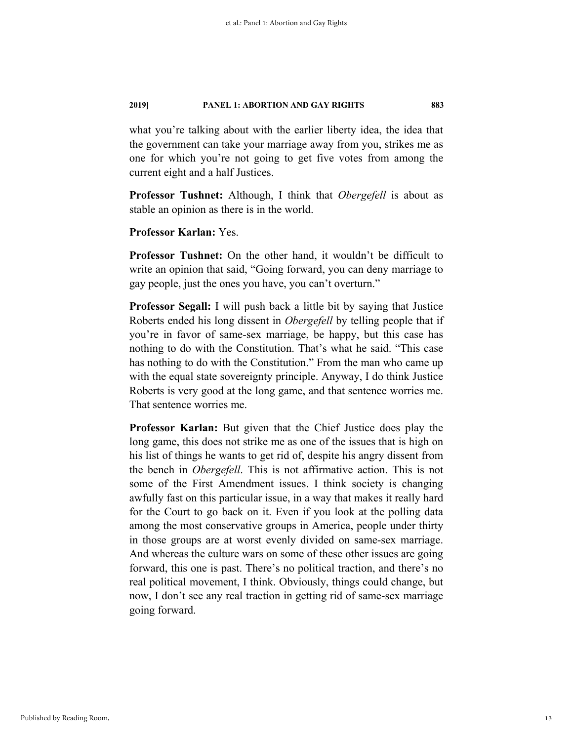what you're talking about with the earlier liberty idea, the idea that the government can take your marriage away from you, strikes me as one for which you're not going to get five votes from among the current eight and a half Justices.

**Professor Tushnet:** Although, I think that *Obergefell* is about as stable an opinion as there is in the world.

**Professor Karlan:** Yes.

**Professor Tushnet:** On the other hand, it wouldn't be difficult to write an opinion that said, "Going forward, you can deny marriage to gay people, just the ones you have, you can't overturn."

**Professor Segall:** I will push back a little bit by saying that Justice Roberts ended his long dissent in *Obergefell* by telling people that if you're in favor of same-sex marriage, be happy, but this case has nothing to do with the Constitution. That's what he said. "This case has nothing to do with the Constitution." From the man who came up with the equal state sovereignty principle. Anyway, I do think Justice Roberts is very good at the long game, and that sentence worries me. That sentence worries me.

**Professor Karlan:** But given that the Chief Justice does play the long game, this does not strike me as one of the issues that is high on his list of things he wants to get rid of, despite his angry dissent from the bench in *Obergefell*. This is not affirmative action. This is not some of the First Amendment issues. I think society is changing awfully fast on this particular issue, in a way that makes it really hard for the Court to go back on it. Even if you look at the polling data among the most conservative groups in America, people under thirty in those groups are at worst evenly divided on same-sex marriage. And whereas the culture wars on some of these other issues are going forward, this one is past. There's no political traction, and there's no real political movement, I think. Obviously, things could change, but now, I don't see any real traction in getting rid of same-sex marriage going forward.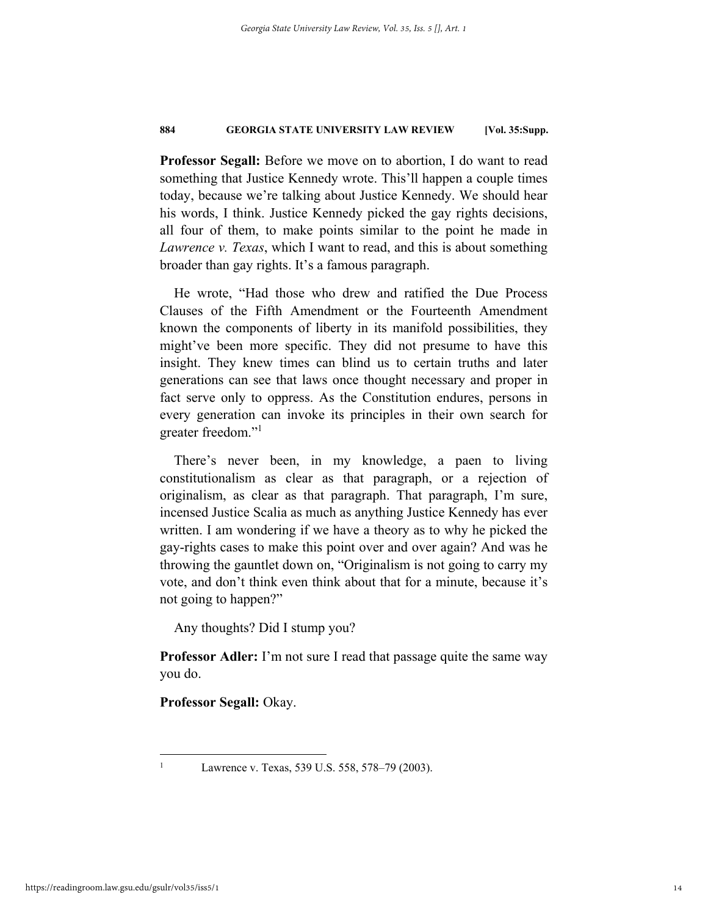**Professor Segall:** Before we move on to abortion, I do want to read something that Justice Kennedy wrote. This'll happen a couple times today, because we're talking about Justice Kennedy. We should hear his words, I think. Justice Kennedy picked the gay rights decisions, all four of them, to make points similar to the point he made in *Lawrence v. Texas*, which I want to read, and this is about something broader than gay rights. It's a famous paragraph.

He wrote, "Had those who drew and ratified the Due Process Clauses of the Fifth Amendment or the Fourteenth Amendment known the components of liberty in its manifold possibilities, they might've been more specific. They did not presume to have this insight. They knew times can blind us to certain truths and later generations can see that laws once thought necessary and proper in fact serve only to oppress. As the Constitution endures, persons in every generation can invoke its principles in their own search for greater freedom."[1]

There's never been, in my knowledge, a paen to living constitutionalism as clear as that paragraph, or a rejection of originalism, as clear as that paragraph. That paragraph, I'm sure, incensed Justice Scalia as much as anything Justice Kennedy has ever written. I am wondering if we have a theory as to why he picked the gay-rights cases to make this point over and over again? And was he throwing the gauntlet down on, "Originalism is not going to carry my vote, and don't think even think about that for a minute, because it's not going to happen?"

Any thoughts? Did I stump you?

**Professor Adler:** I'm not sure I read that passage quite the same way you do.

**Professor Segall:** Okay.

---

[1] Lawrence v. Texas, 539 U.S. 558, 578–79 (2003).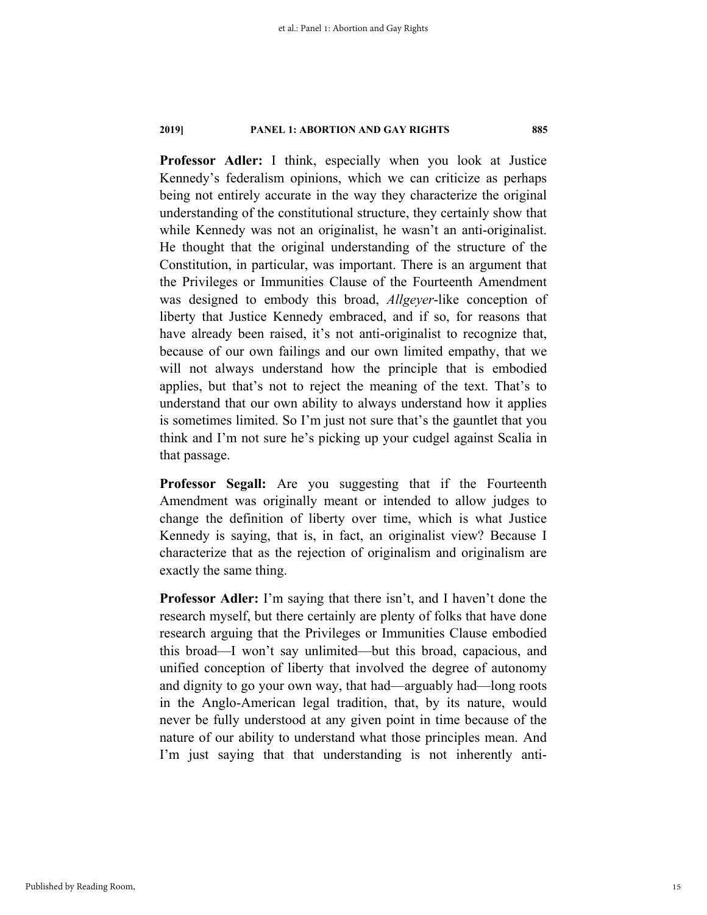**Professor Adler:** I think, especially when you look at Justice Kennedy's federalism opinions, which we can criticize as perhaps being not entirely accurate in the way they characterize the original understanding of the constitutional structure, they certainly show that while Kennedy was not an originalist, he wasn't an anti-originalist. He thought that the original understanding of the structure of the Constitution, in particular, was important. There is an argument that the Privileges or Immunities Clause of the Fourteenth Amendment was designed to embody this broad, *Allgeyer*-like conception of liberty that Justice Kennedy embraced, and if so, for reasons that have already been raised, it's not anti-originalist to recognize that, because of our own failings and our own limited empathy, that we will not always understand how the principle that is embodied applies, but that's not to reject the meaning of the text. That's to understand that our own ability to always understand how it applies is sometimes limited. So I'm just not sure that's the gauntlet that you think and I'm not sure he's picking up your cudgel against Scalia in that passage.

**Professor Segall:** Are you suggesting that if the Fourteenth Amendment was originally meant or intended to allow judges to change the definition of liberty over time, which is what Justice Kennedy is saying, that is, in fact, an originalist view? Because I characterize that as the rejection of originalism and originalism are exactly the same thing.

**Professor Adler:** I'm saying that there isn't, and I haven't done the research myself, but there certainly are plenty of folks that have done research arguing that the Privileges or Immunities Clause embodied this broad—I won't say unlimited—but this broad, capacious, and unified conception of liberty that involved the degree of autonomy and dignity to go your own way, that had—arguably had—long roots in the Anglo-American legal tradition, that, by its nature, would never be fully understood at any given point in time because of the nature of our ability to understand what those principles mean. And I'm just saying that that understanding is not inherently anti-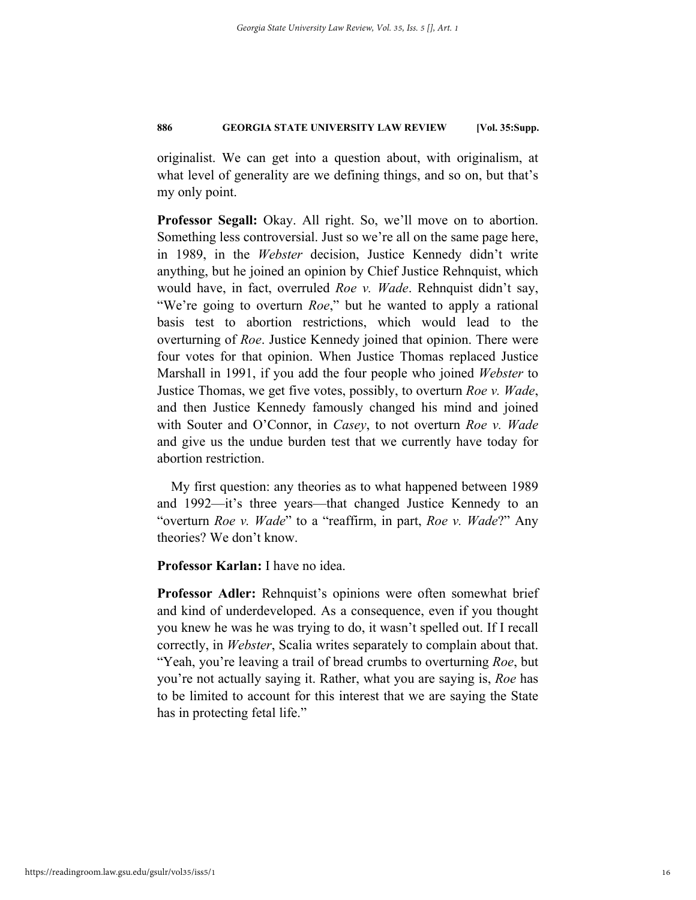originalist. We can get into a question about, with originalism, at what level of generality are we defining things, and so on, but that's my only point.

**Professor Segall:** Okay. All right. So, we'll move on to abortion. Something less controversial. Just so we're all on the same page here, in 1989, in the *Webster* decision, Justice Kennedy didn't write anything, but he joined an opinion by Chief Justice Rehnquist, which would have, in fact, overruled *Roe v. Wade*. Rehnquist didn't say, "We're going to overturn *Roe*," but he wanted to apply a rational basis test to abortion restrictions, which would lead to the overturning of *Roe*. Justice Kennedy joined that opinion. There were four votes for that opinion. When Justice Thomas replaced Justice Marshall in 1991, if you add the four people who joined *Webster* to Justice Thomas, we get five votes, possibly, to overturn *Roe v. Wade*, and then Justice Kennedy famously changed his mind and joined with Souter and O'Connor, in *Casey*, to not overturn *Roe v. Wade* and give us the undue burden test that we currently have today for abortion restriction.

My first question: any theories as to what happened between 1989 and 1992—it's three years—that changed Justice Kennedy to an "overturn *Roe v. Wade*" to a "reaffirm, in part, *Roe v. Wade*?" Any theories? We don't know.

**Professor Karlan:** I have no idea.

**Professor Adler:** Rehnquist's opinions were often somewhat brief and kind of underdeveloped. As a consequence, even if you thought you knew he was he was trying to do, it wasn't spelled out. If I recall correctly, in *Webster*, Scalia writes separately to complain about that. "Yeah, you're leaving a trail of bread crumbs to overturning *Roe*, but you're not actually saying it. Rather, what you are saying is, *Roe* has to be limited to account for this interest that we are saying the State has in protecting fetal life."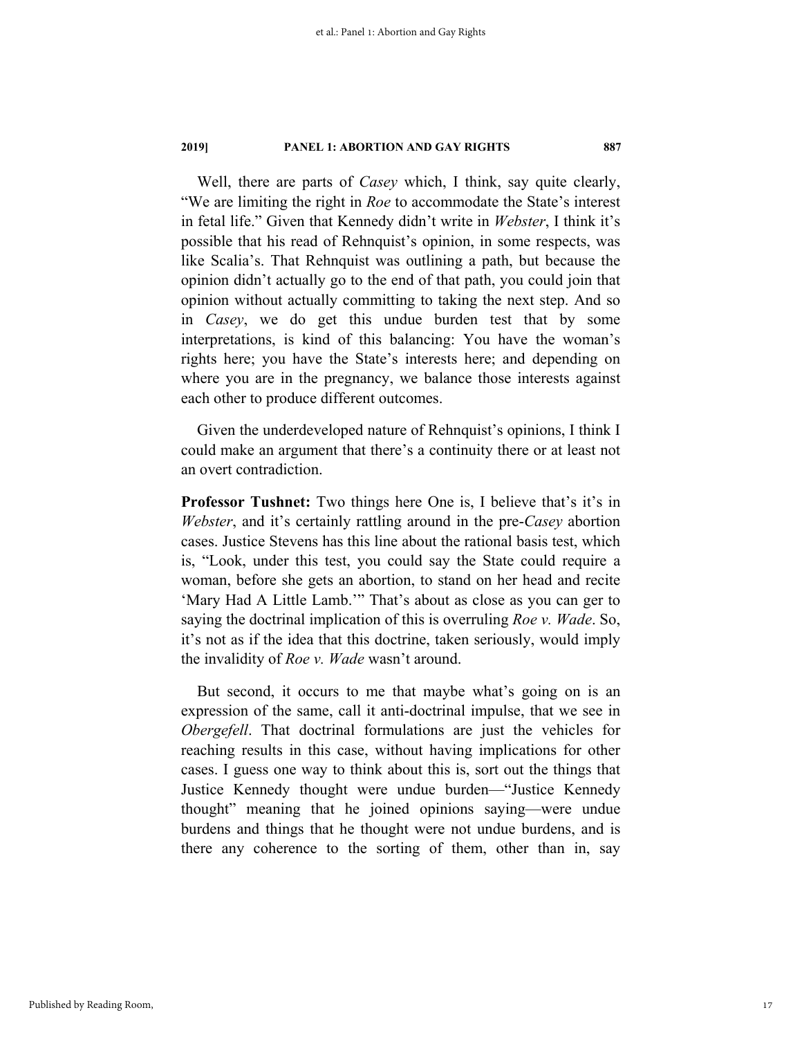Well, there are parts of *Casey* which, I think, say quite clearly, "We are limiting the right in *Roe* to accommodate the State's interest in fetal life." Given that Kennedy didn't write in *Webster*, I think it's possible that his read of Rehnquist's opinion, in some respects, was like Scalia's. That Rehnquist was outlining a path, but because the opinion didn't actually go to the end of that path, you could join that opinion without actually committing to taking the next step. And so in *Casey*, we do get this undue burden test that by some interpretations, is kind of this balancing: You have the woman's rights here; you have the State's interests here; and depending on where you are in the pregnancy, we balance those interests against each other to produce different outcomes.

Given the underdeveloped nature of Rehnquist's opinions, I think I could make an argument that there's a continuity there or at least not an overt contradiction.

**Professor Tushnet:** Two things here One is, I believe that's it's in *Webster*, and it's certainly rattling around in the pre-*Casey* abortion cases. Justice Stevens has this line about the rational basis test, which is, "Look, under this test, you could say the State could require a woman, before she gets an abortion, to stand on her head and recite 'Mary Had A Little Lamb.'" That's about as close as you can ger to saying the doctrinal implication of this is overruling *Roe v. Wade*. So, it's not as if the idea that this doctrine, taken seriously, would imply the invalidity of *Roe v. Wade* wasn't around.

But second, it occurs to me that maybe what's going on is an expression of the same, call it anti-doctrinal impulse, that we see in *Obergefell*. That doctrinal formulations are just the vehicles for reaching results in this case, without having implications for other cases. I guess one way to think about this is, sort out the things that Justice Kennedy thought were undue burden—"Justice Kennedy thought" meaning that he joined opinions saying—were undue burdens and things that he thought were not undue burdens, and is there any coherence to the sorting of them, other than in, say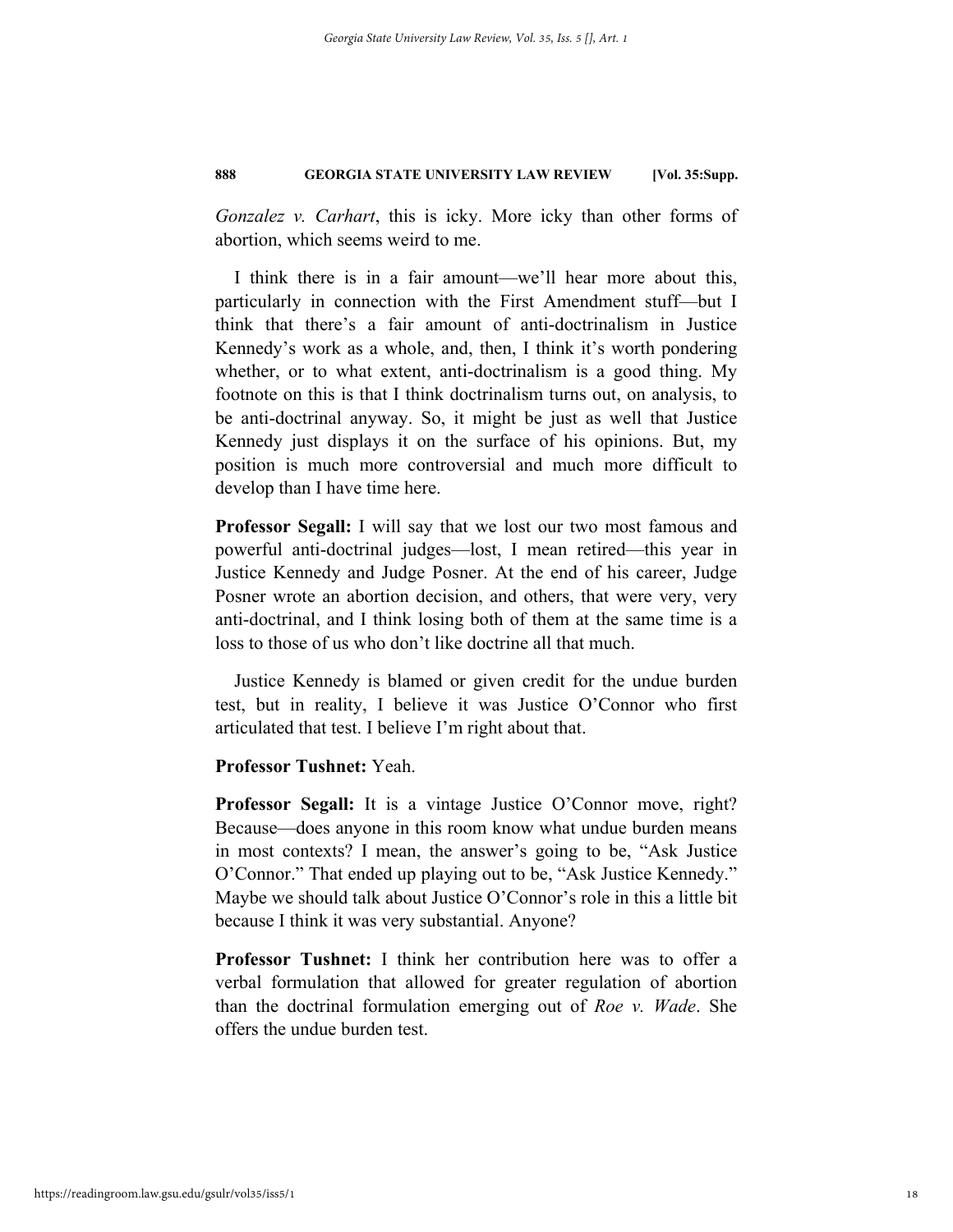*Gonzalez v. Carhart*, this is icky. More icky than other forms of abortion, which seems weird to me.

I think there is in a fair amount—we'll hear more about this, particularly in connection with the First Amendment stuff—but I think that there's a fair amount of anti-doctrinalism in Justice Kennedy's work as a whole, and, then, I think it's worth pondering whether, or to what extent, anti-doctrinalism is a good thing. My footnote on this is that I think doctrinalism turns out, on analysis, to be anti-doctrinal anyway. So, it might be just as well that Justice Kennedy just displays it on the surface of his opinions. But, my position is much more controversial and much more difficult to develop than I have time here.

**Professor Segall:** I will say that we lost our two most famous and powerful anti-doctrinal judges—lost, I mean retired—this year in Justice Kennedy and Judge Posner. At the end of his career, Judge Posner wrote an abortion decision, and others, that were very, very anti-doctrinal, and I think losing both of them at the same time is a loss to those of us who don't like doctrine all that much.

Justice Kennedy is blamed or given credit for the undue burden test, but in reality, I believe it was Justice O'Connor who first articulated that test. I believe I'm right about that.

**Professor Tushnet:** Yeah.

**Professor Segall:** It is a vintage Justice O'Connor move, right? Because—does anyone in this room know what undue burden means in most contexts? I mean, the answer's going to be, "Ask Justice O'Connor." That ended up playing out to be, "Ask Justice Kennedy." Maybe we should talk about Justice O'Connor's role in this a little bit because I think it was very substantial. Anyone?

**Professor Tushnet:** I think her contribution here was to offer a verbal formulation that allowed for greater regulation of abortion than the doctrinal formulation emerging out of *Roe v. Wade*. She offers the undue burden test.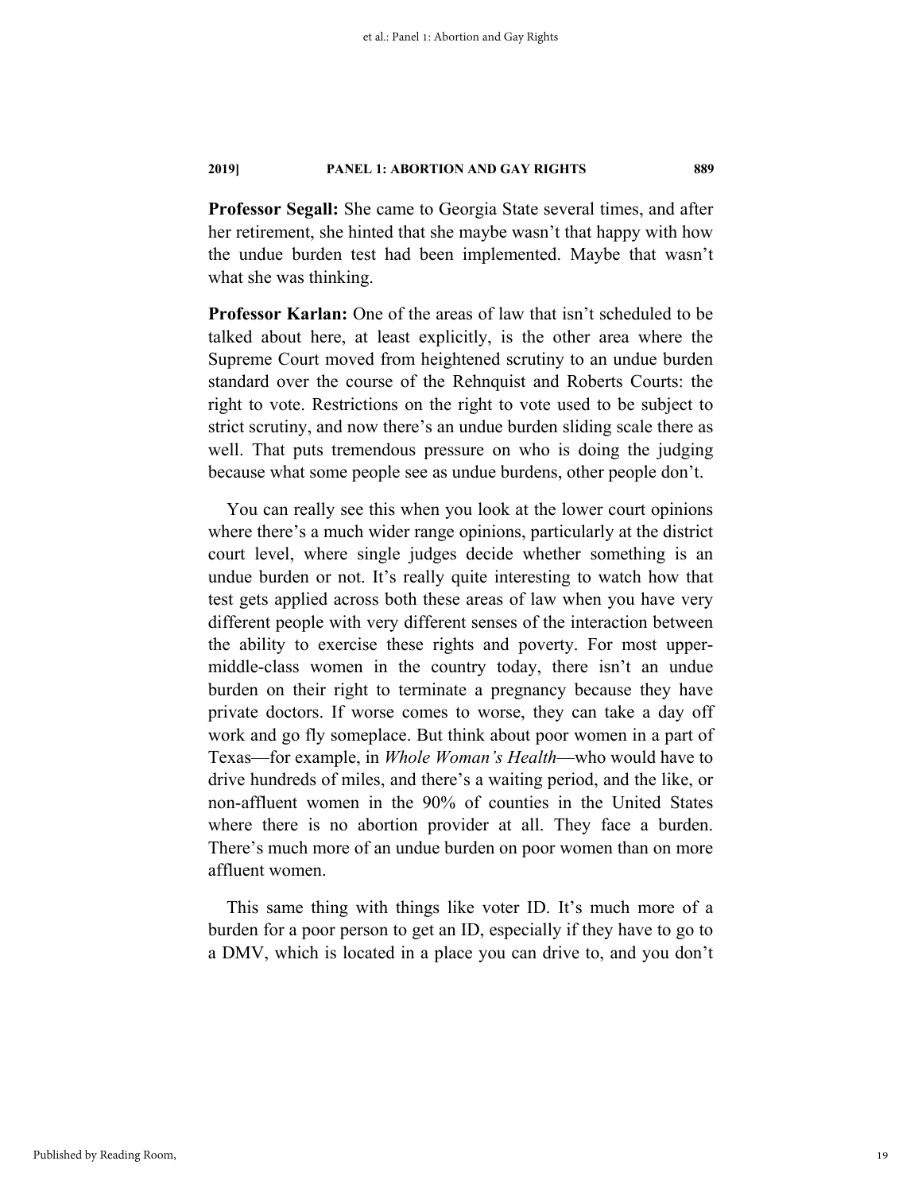**Professor Segall:** She came to Georgia State several times, and after her retirement, she hinted that she maybe wasn't that happy with how the undue burden test had been implemented. Maybe that wasn't what she was thinking.

**Professor Karlan:** One of the areas of law that isn't scheduled to be talked about here, at least explicitly, is the other area where the Supreme Court moved from heightened scrutiny to an undue burden standard over the course of the Rehnquist and Roberts Courts: the right to vote. Restrictions on the right to vote used to be subject to strict scrutiny, and now there's an undue burden sliding scale there as well. That puts tremendous pressure on who is doing the judging because what some people see as undue burdens, other people don't.

You can really see this when you look at the lower court opinions where there's a much wider range opinions, particularly at the district court level, where single judges decide whether something is an undue burden or not. It's really quite interesting to watch how that test gets applied across both these areas of law when you have very different people with very different senses of the interaction between the ability to exercise these rights and poverty. For most upper-middle-class women in the country today, there isn't an undue burden on their right to terminate a pregnancy because they have private doctors. If worse comes to worse, they can take a day off work and go fly someplace. But think about poor women in a part of Texas—for example, in *Whole Woman's Health*—who would have to drive hundreds of miles, and there's a waiting period, and the like, or non-affluent women in the 90% of counties in the United States where there is no abortion provider at all. They face a burden. There's much more of an undue burden on poor women than on more affluent women.

This same thing with things like voter ID. It's much more of a burden for a poor person to get an ID, especially if they have to go to a DMV, which is located in a place you can drive to, and you don't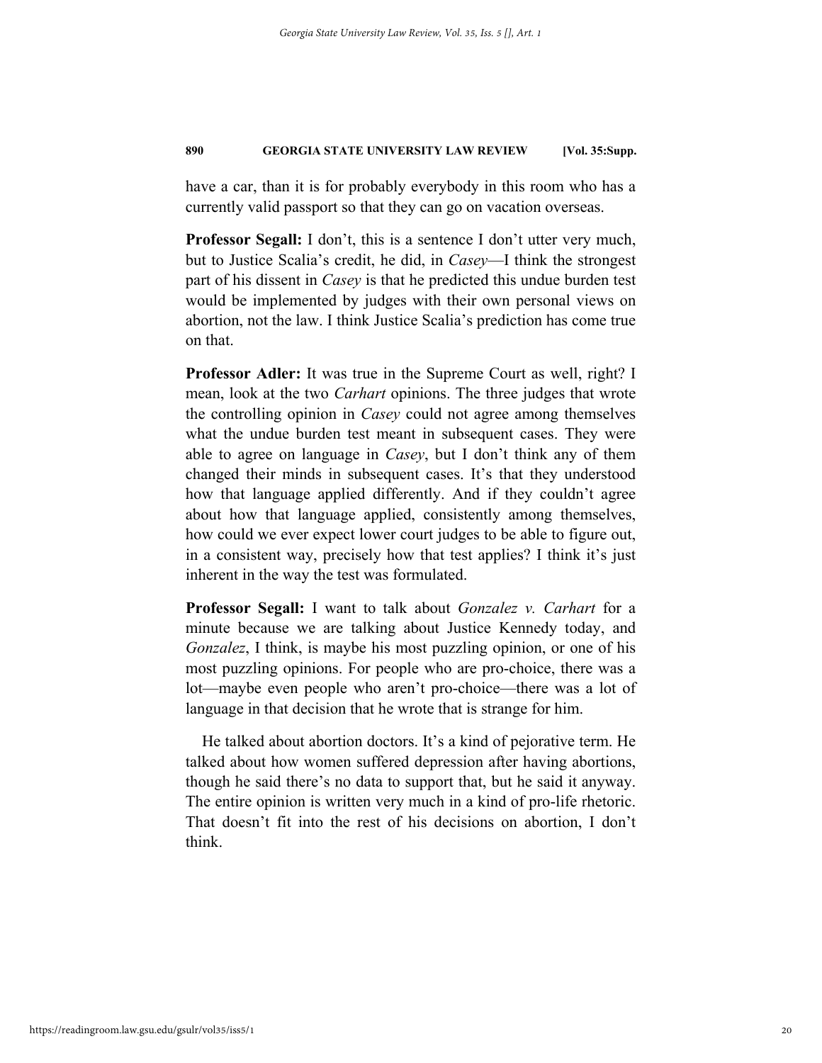have a car, than it is for probably everybody in this room who has a currently valid passport so that they can go on vacation overseas.

**Professor Segall:** I don't, this is a sentence I don't utter very much, but to Justice Scalia's credit, he did, in *Casey*—I think the strongest part of his dissent in *Casey* is that he predicted this undue burden test would be implemented by judges with their own personal views on abortion, not the law. I think Justice Scalia's prediction has come true on that.

**Professor Adler:** It was true in the Supreme Court as well, right? I mean, look at the two *Carhart* opinions. The three judges that wrote the controlling opinion in *Casey* could not agree among themselves what the undue burden test meant in subsequent cases. They were able to agree on language in *Casey*, but I don't think any of them changed their minds in subsequent cases. It's that they understood how that language applied differently. And if they couldn't agree about how that language applied, consistently among themselves, how could we ever expect lower court judges to be able to figure out, in a consistent way, precisely how that test applies? I think it's just inherent in the way the test was formulated.

**Professor Segall:** I want to talk about *Gonzalez v. Carhart* for a minute because we are talking about Justice Kennedy today, and *Gonzalez*, I think, is maybe his most puzzling opinion, or one of his most puzzling opinions. For people who are pro-choice, there was a lot—maybe even people who aren't pro-choice—there was a lot of language in that decision that he wrote that is strange for him.

He talked about abortion doctors. It's a kind of pejorative term. He talked about how women suffered depression after having abortions, though he said there's no data to support that, but he said it anyway. The entire opinion is written very much in a kind of pro-life rhetoric. That doesn't fit into the rest of his decisions on abortion, I don't think.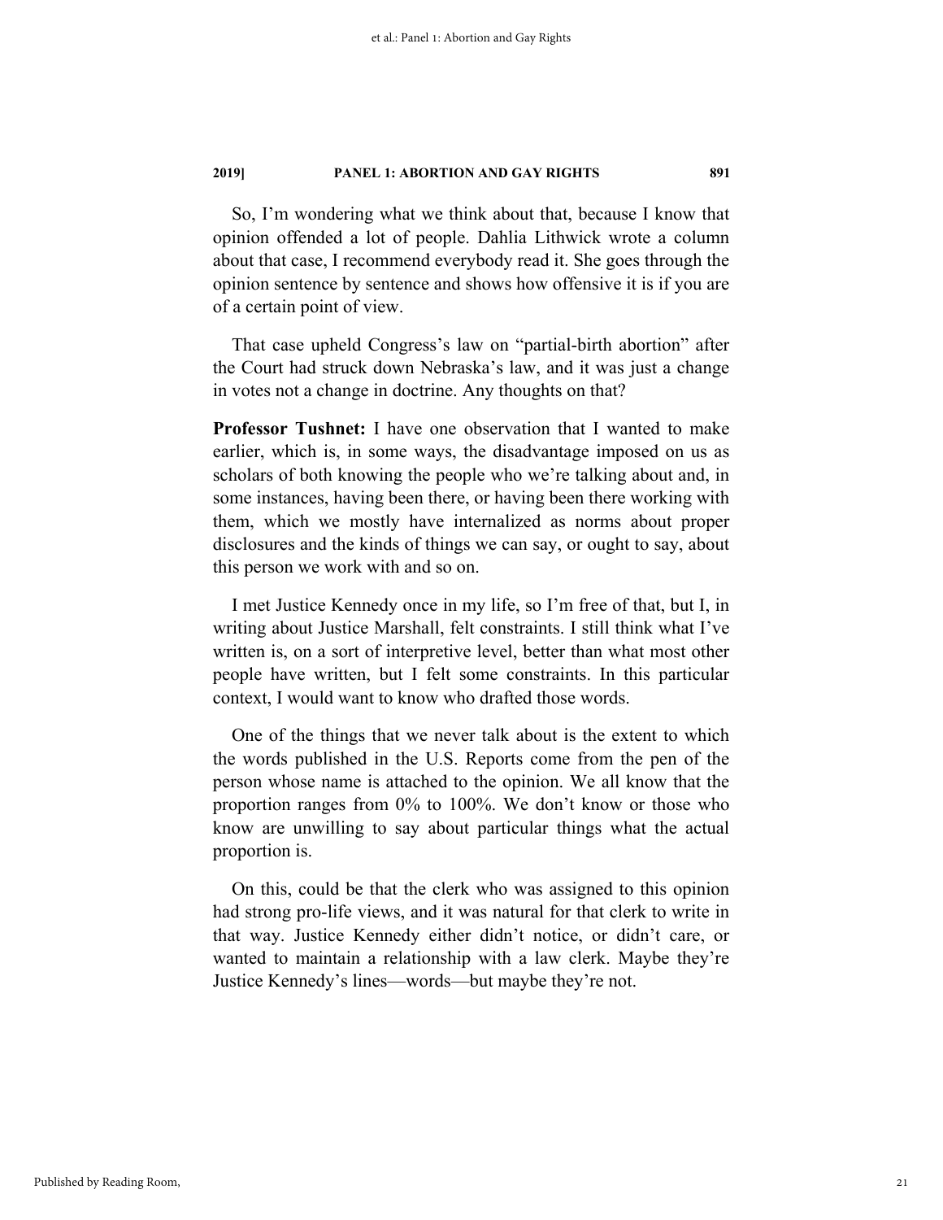So, I'm wondering what we think about that, because I know that opinion offended a lot of people. Dahlia Lithwick wrote a column about that case, I recommend everybody read it. She goes through the opinion sentence by sentence and shows how offensive it is if you are of a certain point of view.

That case upheld Congress's law on "partial-birth abortion" after the Court had struck down Nebraska's law, and it was just a change in votes not a change in doctrine. Any thoughts on that?

**Professor Tushnet:** I have one observation that I wanted to make earlier, which is, in some ways, the disadvantage imposed on us as scholars of both knowing the people who we're talking about and, in some instances, having been there, or having been there working with them, which we mostly have internalized as norms about proper disclosures and the kinds of things we can say, or ought to say, about this person we work with and so on.

I met Justice Kennedy once in my life, so I'm free of that, but I, in writing about Justice Marshall, felt constraints. I still think what I've written is, on a sort of interpretive level, better than what most other people have written, but I felt some constraints. In this particular context, I would want to know who drafted those words.

One of the things that we never talk about is the extent to which the words published in the U.S. Reports come from the pen of the person whose name is attached to the opinion. We all know that the proportion ranges from 0% to 100%. We don't know or those who know are unwilling to say about particular things what the actual proportion is.

On this, could be that the clerk who was assigned to this opinion had strong pro-life views, and it was natural for that clerk to write in that way. Justice Kennedy either didn't notice, or didn't care, or wanted to maintain a relationship with a law clerk. Maybe they're Justice Kennedy's lines—words—but maybe they're not.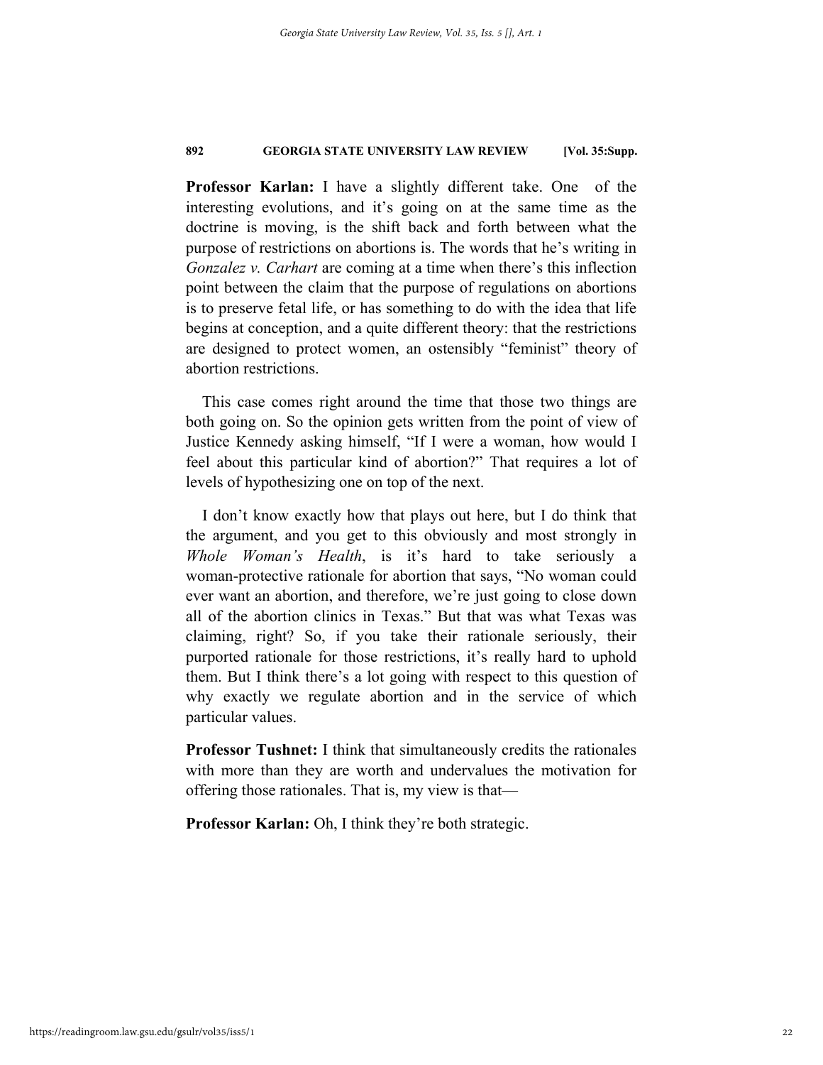**Professor Karlan:** I have a slightly different take. One of the interesting evolutions, and it's going on at the same time as the doctrine is moving, is the shift back and forth between what the purpose of restrictions on abortions is. The words that he's writing in *Gonzalez v. Carhart* are coming at a time when there's this inflection point between the claim that the purpose of regulations on abortions is to preserve fetal life, or has something to do with the idea that life begins at conception, and a quite different theory: that the restrictions are designed to protect women, an ostensibly "feminist" theory of abortion restrictions.

This case comes right around the time that those two things are both going on. So the opinion gets written from the point of view of Justice Kennedy asking himself, "If I were a woman, how would I feel about this particular kind of abortion?" That requires a lot of levels of hypothesizing one on top of the next.

I don't know exactly how that plays out here, but I do think that the argument, and you get to this obviously and most strongly in *Whole Woman's Health*, is it's hard to take seriously a woman-protective rationale for abortion that says, "No woman could ever want an abortion, and therefore, we're just going to close down all of the abortion clinics in Texas." But that was what Texas was claiming, right? So, if you take their rationale seriously, their purported rationale for those restrictions, it's really hard to uphold them. But I think there's a lot going with respect to this question of why exactly we regulate abortion and in the service of which particular values.

**Professor Tushnet:** I think that simultaneously credits the rationales with more than they are worth and undervalues the motivation for offering those rationales. That is, my view is that—

**Professor Karlan:** Oh, I think they're both strategic.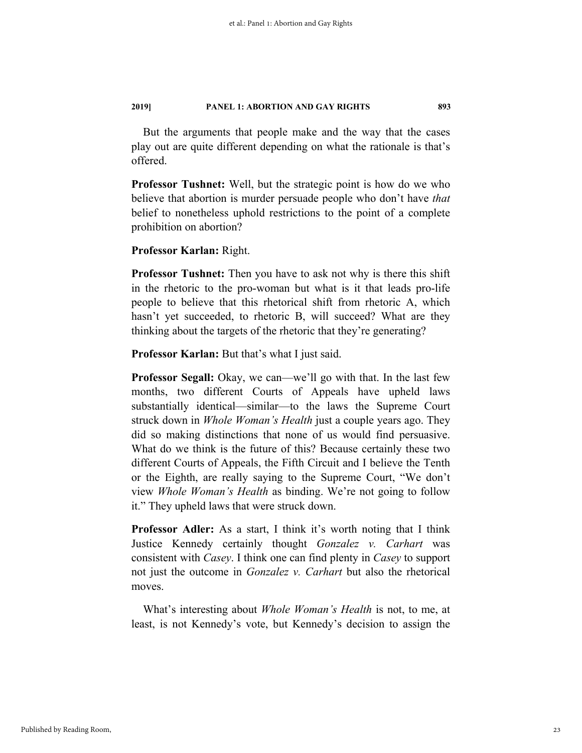But the arguments that people make and the way that the cases play out are quite different depending on what the rationale is that's offered.

**Professor Tushnet:** Well, but the strategic point is how do we who believe that abortion is murder persuade people who don't have *that* belief to nonetheless uphold restrictions to the point of a complete prohibition on abortion?

**Professor Karlan:** Right.

**Professor Tushnet:** Then you have to ask not why is there this shift in the rhetoric to the pro-woman but what is it that leads pro-life people to believe that this rhetorical shift from rhetoric A, which hasn't yet succeeded, to rhetoric B, will succeed? What are they thinking about the targets of the rhetoric that they're generating?

**Professor Karlan:** But that's what I just said.

**Professor Segall:** Okay, we can—we'll go with that. In the last few months, two different Courts of Appeals have upheld laws substantially identical—similar—to the laws the Supreme Court struck down in *Whole Woman's Health* just a couple years ago. They did so making distinctions that none of us would find persuasive. What do we think is the future of this? Because certainly these two different Courts of Appeals, the Fifth Circuit and I believe the Tenth or the Eighth, are really saying to the Supreme Court, "We don't view *Whole Woman's Health* as binding. We're not going to follow it." They upheld laws that were struck down.

**Professor Adler:** As a start, I think it's worth noting that I think Justice Kennedy certainly thought *Gonzalez v. Carhart* was consistent with *Casey*. I think one can find plenty in *Casey* to support not just the outcome in *Gonzalez v. Carhart* but also the rhetorical moves.

What's interesting about *Whole Woman's Health* is not, to me, at least, is not Kennedy's vote, but Kennedy's decision to assign the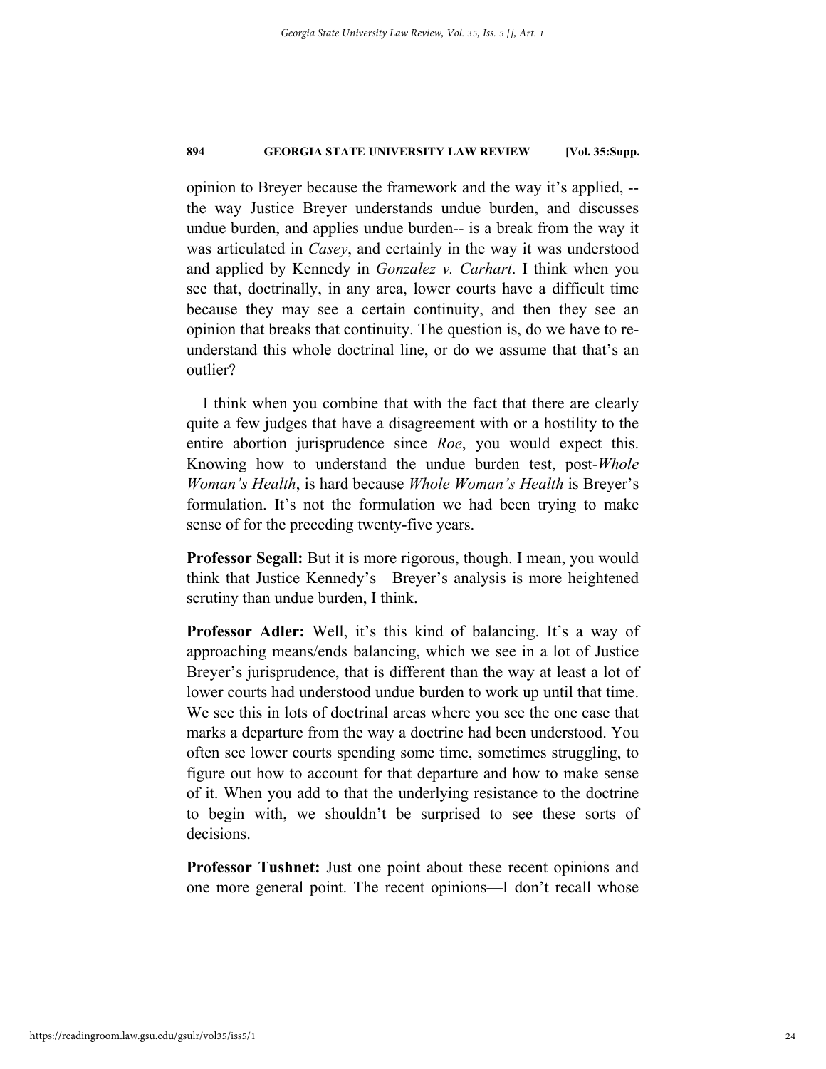opinion to Breyer because the framework and the way it's applied, --the way Justice Breyer understands undue burden, and discusses undue burden, and applies undue burden-- is a break from the way it was articulated in *Casey*, and certainly in the way it was understood and applied by Kennedy in *Gonzalez v. Carhart*. I think when you see that, doctrinally, in any area, lower courts have a difficult time because they may see a certain continuity, and then they see an opinion that breaks that continuity. The question is, do we have to re-understand this whole doctrinal line, or do we assume that that's an outlier?

I think when you combine that with the fact that there are clearly quite a few judges that have a disagreement with or a hostility to the entire abortion jurisprudence since *Roe*, you would expect this. Knowing how to understand the undue burden test, post-*Whole Woman's Health*, is hard because *Whole Woman's Health* is Breyer's formulation. It's not the formulation we had been trying to make sense of for the preceding twenty-five years.

**Professor Segall:** But it is more rigorous, though. I mean, you would think that Justice Kennedy's—Breyer's analysis is more heightened scrutiny than undue burden, I think.

**Professor Adler:** Well, it's this kind of balancing. It's a way of approaching means/ends balancing, which we see in a lot of Justice Breyer's jurisprudence, that is different than the way at least a lot of lower courts had understood undue burden to work up until that time. We see this in lots of doctrinal areas where you see the one case that marks a departure from the way a doctrine had been understood. You often see lower courts spending some time, sometimes struggling, to figure out how to account for that departure and how to make sense of it. When you add to that the underlying resistance to the doctrine to begin with, we shouldn't be surprised to see these sorts of decisions.

**Professor Tushnet:** Just one point about these recent opinions and one more general point. The recent opinions—I don't recall whose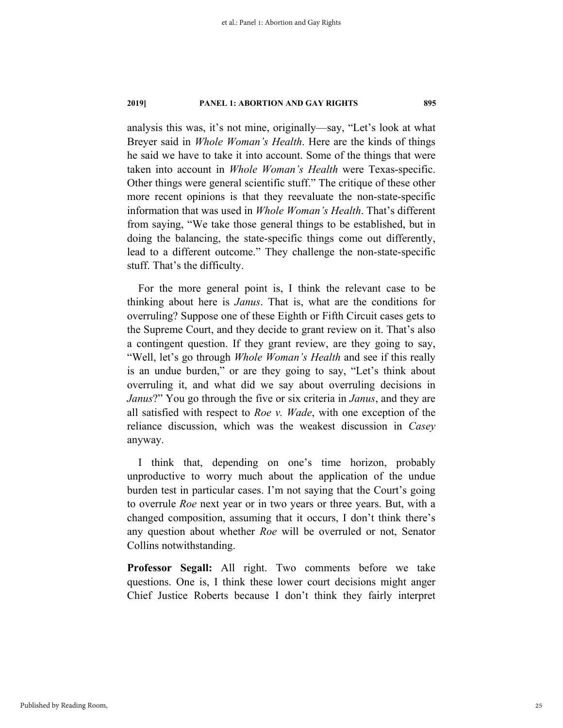analysis this was, it's not mine, originally—say, "Let's look at what Breyer said in *Whole Woman's Health*. Here are the kinds of things he said we have to take it into account. Some of the things that were taken into account in *Whole Woman's Health* were Texas-specific. Other things were general scientific stuff." The critique of these other more recent opinions is that they reevaluate the non-state-specific information that was used in *Whole Woman's Health*. That's different from saying, "We take those general things to be established, but in doing the balancing, the state-specific things come out differently, lead to a different outcome." They challenge the non-state-specific stuff. That's the difficulty.

For the more general point is, I think the relevant case to be thinking about here is *Janus*. That is, what are the conditions for overruling? Suppose one of these Eighth or Fifth Circuit cases gets to the Supreme Court, and they decide to grant review on it. That's also a contingent question. If they grant review, are they going to say, "Well, let's go through *Whole Woman's Health* and see if this really is an undue burden," or are they going to say, "Let's think about overruling it, and what did we say about overruling decisions in *Janus*?" You go through the five or six criteria in *Janus*, and they are all satisfied with respect to *Roe v. Wade*, with one exception of the reliance discussion, which was the weakest discussion in *Casey* anyway.

I think that, depending on one's time horizon, probably unproductive to worry much about the application of the undue burden test in particular cases. I'm not saying that the Court's going to overrule *Roe* next year or in two years or three years. But, with a changed composition, assuming that it occurs, I don't think there's any question about whether *Roe* will be overruled or not, Senator Collins notwithstanding.

**Professor Segall:** All right. Two comments before we take questions. One is, I think these lower court decisions might anger Chief Justice Roberts because I don't think they fairly interpret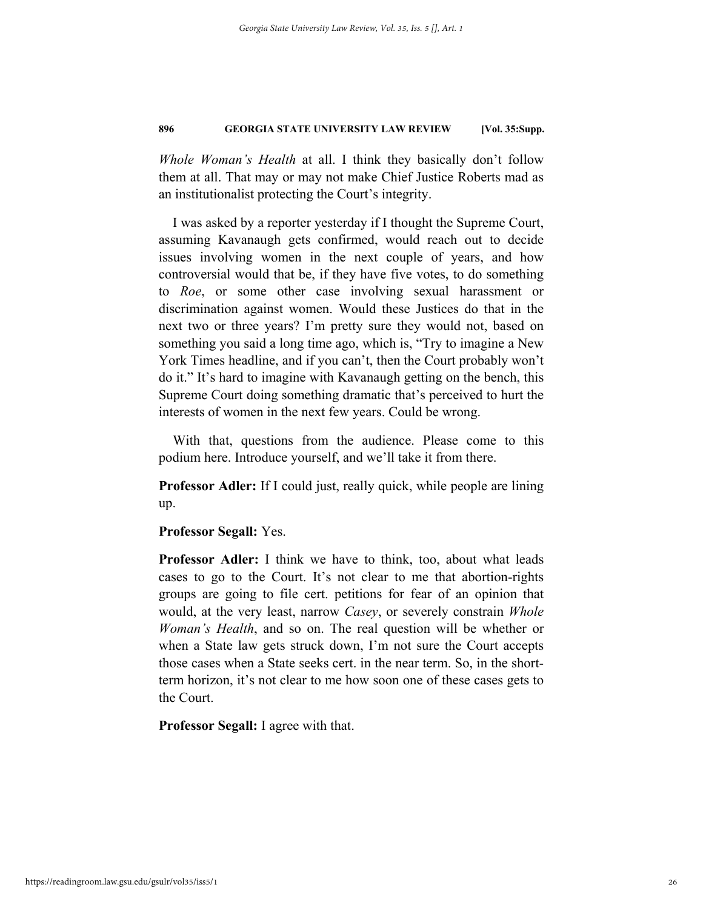*Whole Woman's Health* at all. I think they basically don't follow them at all. That may or may not make Chief Justice Roberts mad as an institutionalist protecting the Court's integrity.

I was asked by a reporter yesterday if I thought the Supreme Court, assuming Kavanaugh gets confirmed, would reach out to decide issues involving women in the next couple of years, and how controversial would that be, if they have five votes, to do something to *Roe*, or some other case involving sexual harassment or discrimination against women. Would these Justices do that in the next two or three years? I'm pretty sure they would not, based on something you said a long time ago, which is, "Try to imagine a New York Times headline, and if you can't, then the Court probably won't do it." It's hard to imagine with Kavanaugh getting on the bench, this Supreme Court doing something dramatic that's perceived to hurt the interests of women in the next few years. Could be wrong.

With that, questions from the audience. Please come to this podium here. Introduce yourself, and we'll take it from there.

**Professor Adler:** If I could just, really quick, while people are lining up.

**Professor Segall:** Yes.

**Professor Adler:** I think we have to think, too, about what leads cases to go to the Court. It's not clear to me that abortion-rights groups are going to file cert. petitions for fear of an opinion that would, at the very least, narrow *Casey*, or severely constrain *Whole Woman's Health*, and so on. The real question will be whether or when a State law gets struck down, I'm not sure the Court accepts those cases when a State seeks cert. in the near term. So, in the short-term horizon, it's not clear to me how soon one of these cases gets to the Court.

**Professor Segall:** I agree with that.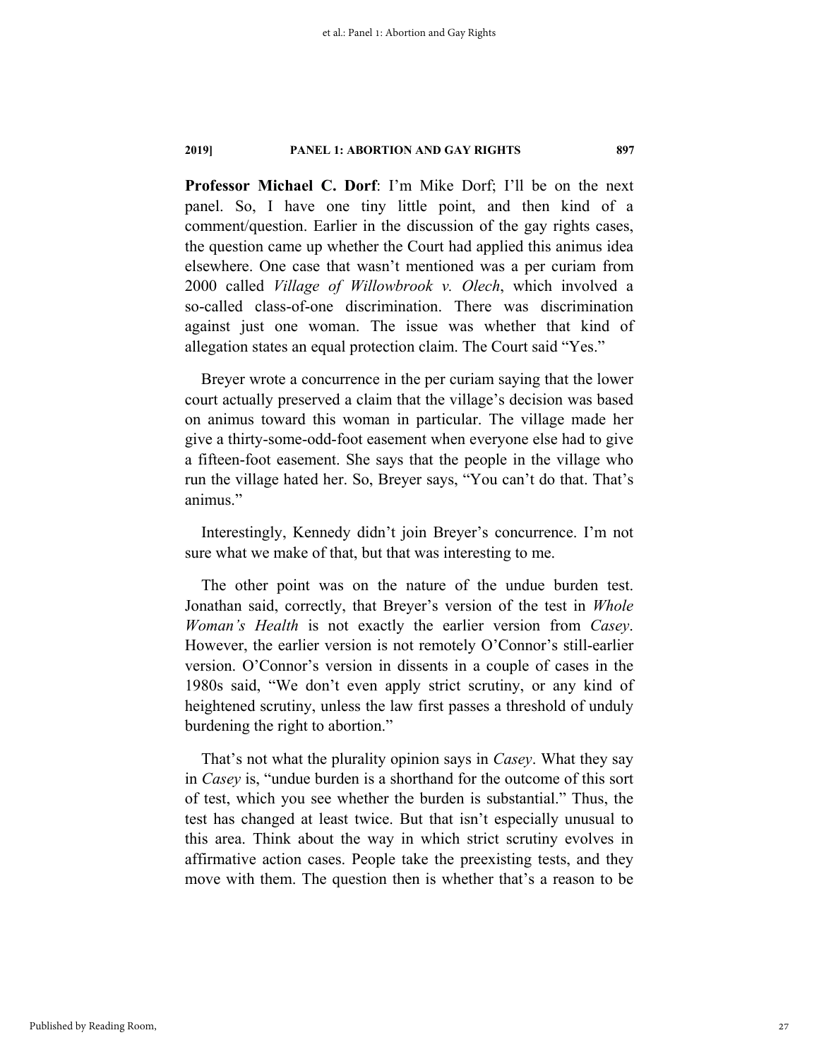**Professor Michael C. Dorf**: I'm Mike Dorf; I'll be on the next panel. So, I have one tiny little point, and then kind of a comment/question. Earlier in the discussion of the gay rights cases, the question came up whether the Court had applied this animus idea elsewhere. One case that wasn't mentioned was a per curiam from 2000 called *Village of Willowbrook v. Olech*, which involved a so-called class-of-one discrimination. There was discrimination against just one woman. The issue was whether that kind of allegation states an equal protection claim. The Court said "Yes."

Breyer wrote a concurrence in the per curiam saying that the lower court actually preserved a claim that the village's decision was based on animus toward this woman in particular. The village made her give a thirty-some-odd-foot easement when everyone else had to give a fifteen-foot easement. She says that the people in the village who run the village hated her. So, Breyer says, "You can't do that. That's animus."

Interestingly, Kennedy didn't join Breyer's concurrence. I'm not sure what we make of that, but that was interesting to me.

The other point was on the nature of the undue burden test. Jonathan said, correctly, that Breyer's version of the test in *Whole Woman's Health* is not exactly the earlier version from *Casey*. However, the earlier version is not remotely O'Connor's still-earlier version. O'Connor's version in dissents in a couple of cases in the 1980s said, "We don't even apply strict scrutiny, or any kind of heightened scrutiny, unless the law first passes a threshold of unduly burdening the right to abortion."

That's not what the plurality opinion says in *Casey*. What they say in *Casey* is, "undue burden is a shorthand for the outcome of this sort of test, which you see whether the burden is substantial." Thus, the test has changed at least twice. But that isn't especially unusual to this area. Think about the way in which strict scrutiny evolves in affirmative action cases. People take the preexisting tests, and they move with them. The question then is whether that's a reason to be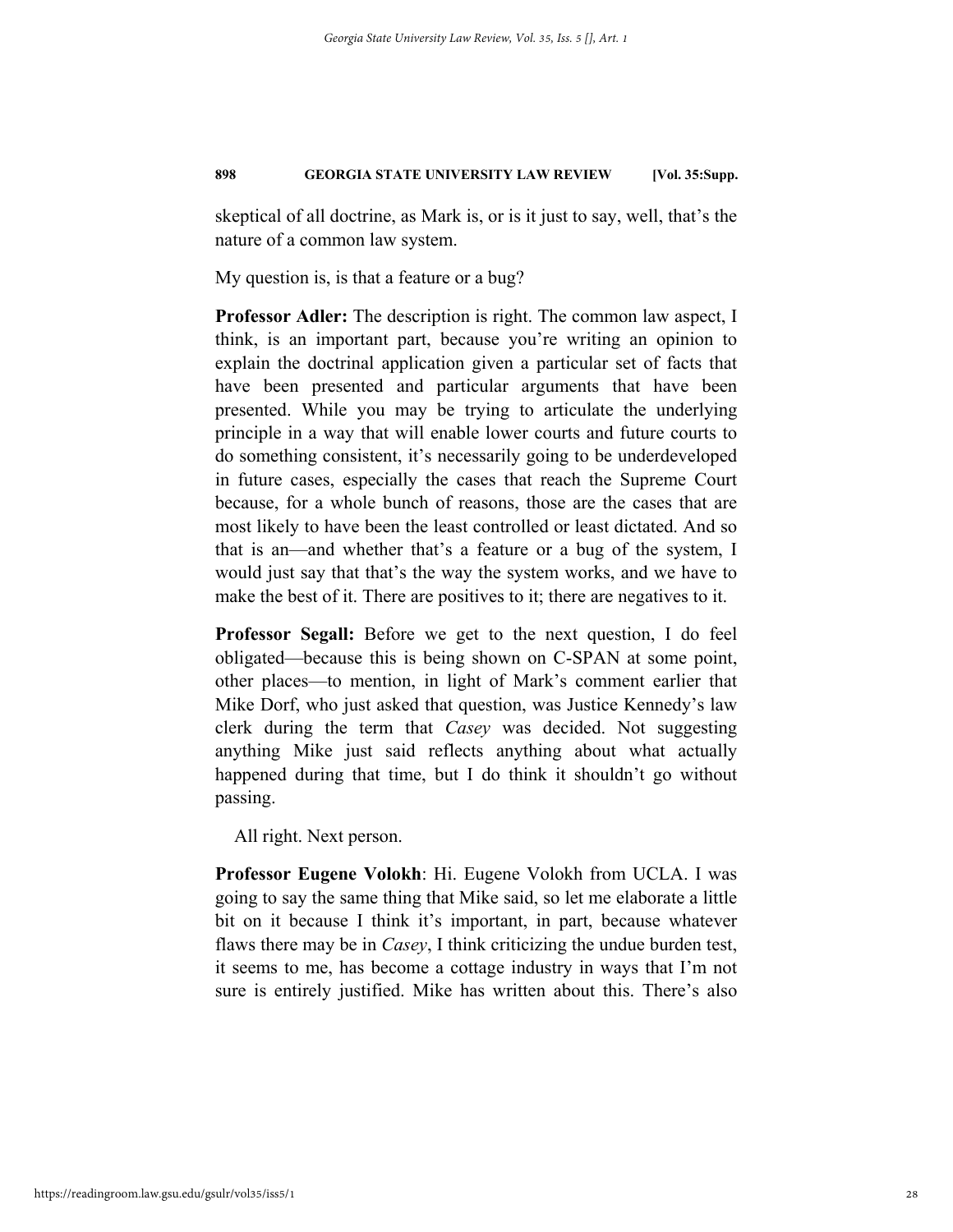skeptical of all doctrine, as Mark is, or is it just to say, well, that's the nature of a common law system.

My question is, is that a feature or a bug?

**Professor Adler:** The description is right. The common law aspect, I think, is an important part, because you're writing an opinion to explain the doctrinal application given a particular set of facts that have been presented and particular arguments that have been presented. While you may be trying to articulate the underlying principle in a way that will enable lower courts and future courts to do something consistent, it's necessarily going to be underdeveloped in future cases, especially the cases that reach the Supreme Court because, for a whole bunch of reasons, those are the cases that are most likely to have been the least controlled or least dictated. And so that is an—and whether that's a feature or a bug of the system, I would just say that that's the way the system works, and we have to make the best of it. There are positives to it; there are negatives to it.

**Professor Segall:** Before we get to the next question, I do feel obligated—because this is being shown on C-SPAN at some point, other places—to mention, in light of Mark's comment earlier that Mike Dorf, who just asked that question, was Justice Kennedy's law clerk during the term that *Casey* was decided. Not suggesting anything Mike just said reflects anything about what actually happened during that time, but I do think it shouldn't go without passing.

All right. Next person.

**Professor Eugene Volokh**: Hi. Eugene Volokh from UCLA. I was going to say the same thing that Mike said, so let me elaborate a little bit on it because I think it's important, in part, because whatever flaws there may be in *Casey*, I think criticizing the undue burden test, it seems to me, has become a cottage industry in ways that I'm not sure is entirely justified. Mike has written about this. There's also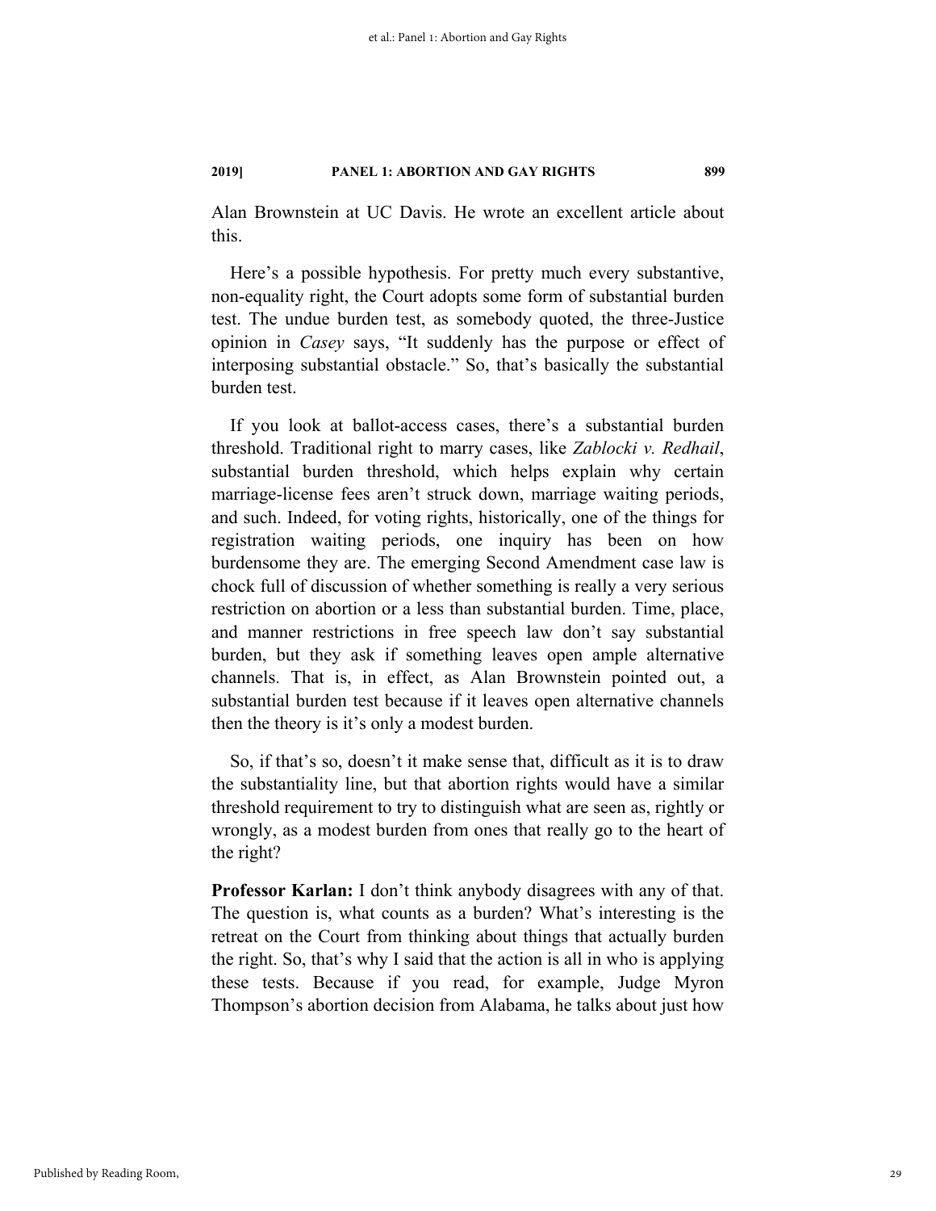Alan Brownstein at UC Davis. He wrote an excellent article about this.

Here's a possible hypothesis. For pretty much every substantive, non-equality right, the Court adopts some form of substantial burden test. The undue burden test, as somebody quoted, the three-Justice opinion in *Casey* says, "It suddenly has the purpose or effect of interposing substantial obstacle." So, that's basically the substantial burden test.

If you look at ballot-access cases, there's a substantial burden threshold. Traditional right to marry cases, like *Zablocki v. Redhail*, substantial burden threshold, which helps explain why certain marriage-license fees aren't struck down, marriage waiting periods, and such. Indeed, for voting rights, historically, one of the things for registration waiting periods, one inquiry has been on how burdensome they are. The emerging Second Amendment case law is chock full of discussion of whether something is really a very serious restriction on abortion or a less than substantial burden. Time, place, and manner restrictions in free speech law don't say substantial burden, but they ask if something leaves open ample alternative channels. That is, in effect, as Alan Brownstein pointed out, a substantial burden test because if it leaves open alternative channels then the theory is it's only a modest burden.

So, if that's so, doesn't it make sense that, difficult as it is to draw the substantiality line, but that abortion rights would have a similar threshold requirement to try to distinguish what are seen as, rightly or wrongly, as a modest burden from ones that really go to the heart of the right?

**Professor Karlan:** I don't think anybody disagrees with any of that. The question is, what counts as a burden? What's interesting is the retreat on the Court from thinking about things that actually burden the right. So, that's why I said that the action is all in who is applying these tests. Because if you read, for example, Judge Myron Thompson's abortion decision from Alabama, he talks about just how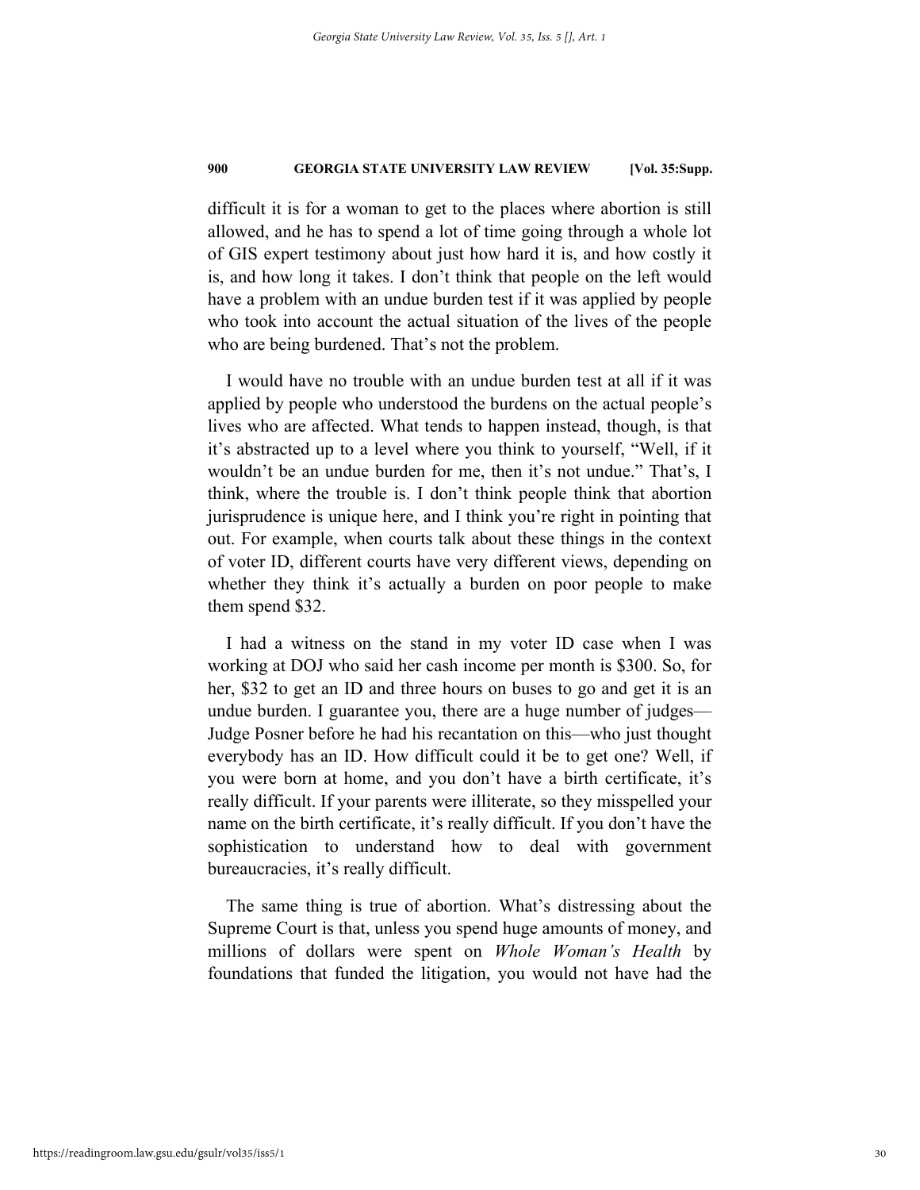difficult it is for a woman to get to the places where abortion is still allowed, and he has to spend a lot of time going through a whole lot of GIS expert testimony about just how hard it is, and how costly it is, and how long it takes. I don't think that people on the left would have a problem with an undue burden test if it was applied by people who took into account the actual situation of the lives of the people who are being burdened. That's not the problem.

I would have no trouble with an undue burden test at all if it was applied by people who understood the burdens on the actual people's lives who are affected. What tends to happen instead, though, is that it's abstracted up to a level where you think to yourself, "Well, if it wouldn't be an undue burden for me, then it's not undue." That's, I think, where the trouble is. I don't think people think that abortion jurisprudence is unique here, and I think you're right in pointing that out. For example, when courts talk about these things in the context of voter ID, different courts have very different views, depending on whether they think it's actually a burden on poor people to make them spend $32.

I had a witness on the stand in my voter ID case when I was working at DOJ who said her cash income per month is $300. So, for her, $32 to get an ID and three hours on buses to go and get it is an undue burden. I guarantee you, there are a huge number of judges—Judge Posner before he had his recantation on this—who just thought everybody has an ID. How difficult could it be to get one? Well, if you were born at home, and you don't have a birth certificate, it's really difficult. If your parents were illiterate, so they misspelled your name on the birth certificate, it's really difficult. If you don't have the sophistication to understand how to deal with government bureaucracies, it's really difficult.

The same thing is true of abortion. What's distressing about the Supreme Court is that, unless you spend huge amounts of money, and millions of dollars were spent on *Whole Woman's Health* by foundations that funded the litigation, you would not have had the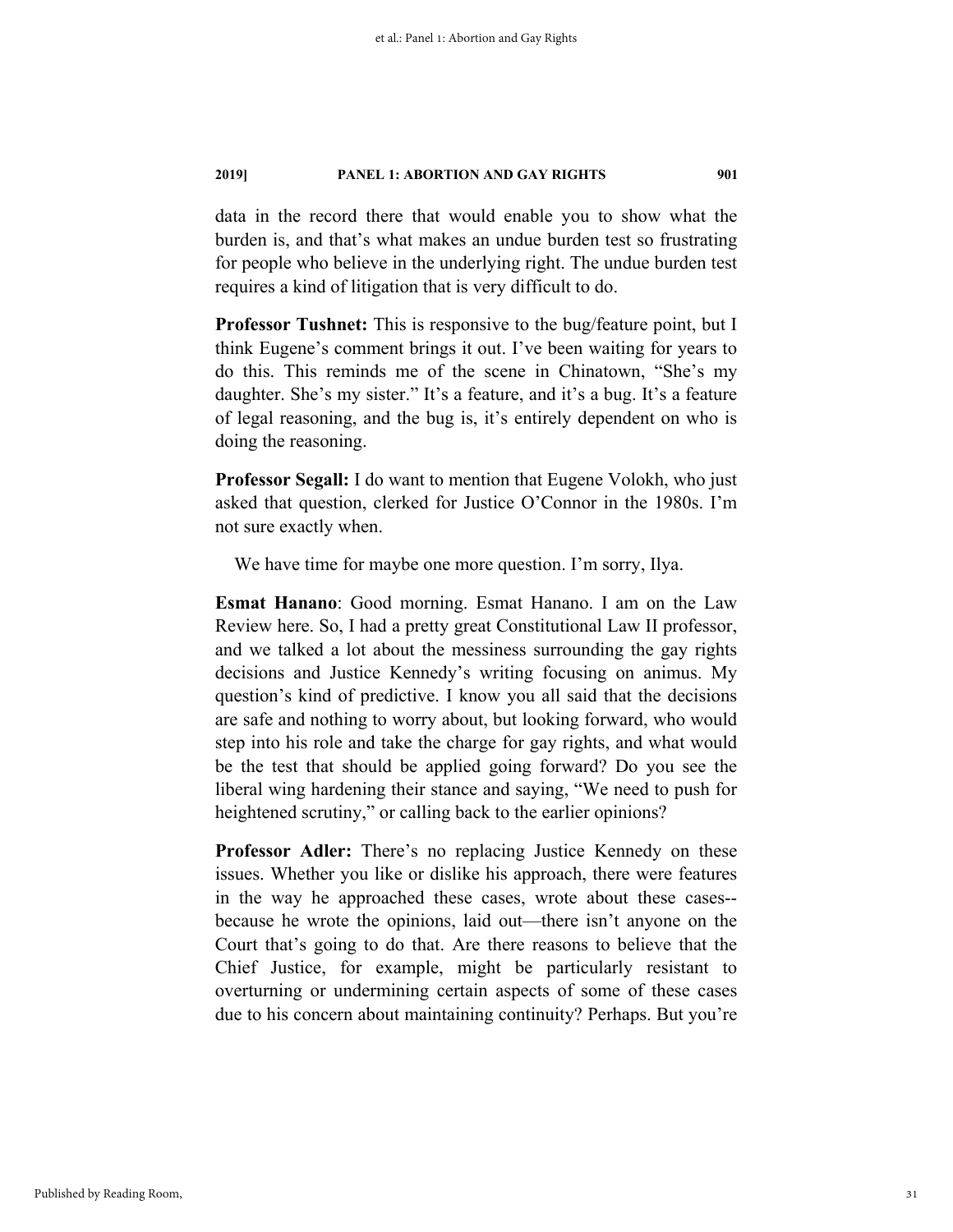data in the record there that would enable you to show what the burden is, and that's what makes an undue burden test so frustrating for people who believe in the underlying right. The undue burden test requires a kind of litigation that is very difficult to do.

**Professor Tushnet:** This is responsive to the bug/feature point, but I think Eugene's comment brings it out. I've been waiting for years to do this. This reminds me of the scene in Chinatown, "She's my daughter. She's my sister." It's a feature, and it's a bug. It's a feature of legal reasoning, and the bug is, it's entirely dependent on who is doing the reasoning.

**Professor Segall:** I do want to mention that Eugene Volokh, who just asked that question, clerked for Justice O'Connor in the 1980s. I'm not sure exactly when.

We have time for maybe one more question. I'm sorry, Ilya.

**Esmat Hanano**: Good morning. Esmat Hanano. I am on the Law Review here. So, I had a pretty great Constitutional Law II professor, and we talked a lot about the messiness surrounding the gay rights decisions and Justice Kennedy's writing focusing on animus. My question's kind of predictive. I know you all said that the decisions are safe and nothing to worry about, but looking forward, who would step into his role and take the charge for gay rights, and what would be the test that should be applied going forward? Do you see the liberal wing hardening their stance and saying, "We need to push for heightened scrutiny," or calling back to the earlier opinions?

**Professor Adler:** There's no replacing Justice Kennedy on these issues. Whether you like or dislike his approach, there were features in the way he approached these cases, wrote about these cases--because he wrote the opinions, laid out—there isn't anyone on the Court that's going to do that. Are there reasons to believe that the Chief Justice, for example, might be particularly resistant to overturning or undermining certain aspects of some of these cases due to his concern about maintaining continuity? Perhaps. But you're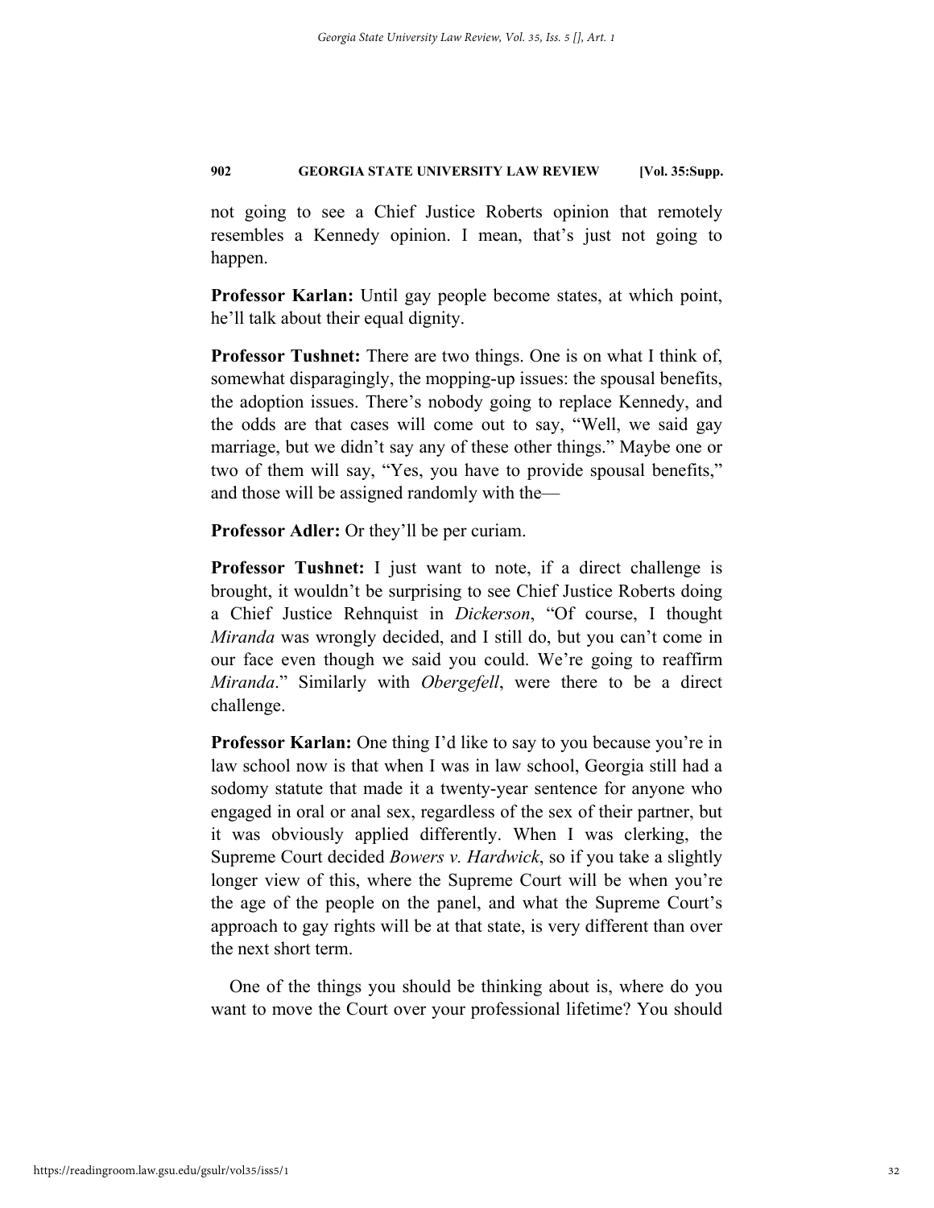not going to see a Chief Justice Roberts opinion that remotely resembles a Kennedy opinion. I mean, that's just not going to happen.

**Professor Karlan:** Until gay people become states, at which point, he'll talk about their equal dignity.

**Professor Tushnet:** There are two things. One is on what I think of, somewhat disparagingly, the mopping-up issues: the spousal benefits, the adoption issues. There's nobody going to replace Kennedy, and the odds are that cases will come out to say, "Well, we said gay marriage, but we didn't say any of these other things." Maybe one or two of them will say, "Yes, you have to provide spousal benefits," and those will be assigned randomly with the—

**Professor Adler:** Or they'll be per curiam.

**Professor Tushnet:** I just want to note, if a direct challenge is brought, it wouldn't be surprising to see Chief Justice Roberts doing a Chief Justice Rehnquist in *Dickerson*, "Of course, I thought *Miranda* was wrongly decided, and I still do, but you can't come in our face even though we said you could. We're going to reaffirm *Miranda*." Similarly with *Obergefell*, were there to be a direct challenge.

**Professor Karlan:** One thing I'd like to say to you because you're in law school now is that when I was in law school, Georgia still had a sodomy statute that made it a twenty-year sentence for anyone who engaged in oral or anal sex, regardless of the sex of their partner, but it was obviously applied differently. When I was clerking, the Supreme Court decided *Bowers v. Hardwick*, so if you take a slightly longer view of this, where the Supreme Court will be when you're the age of the people on the panel, and what the Supreme Court's approach to gay rights will be at that state, is very different than over the next short term.

One of the things you should be thinking about is, where do you want to move the Court over your professional lifetime? You should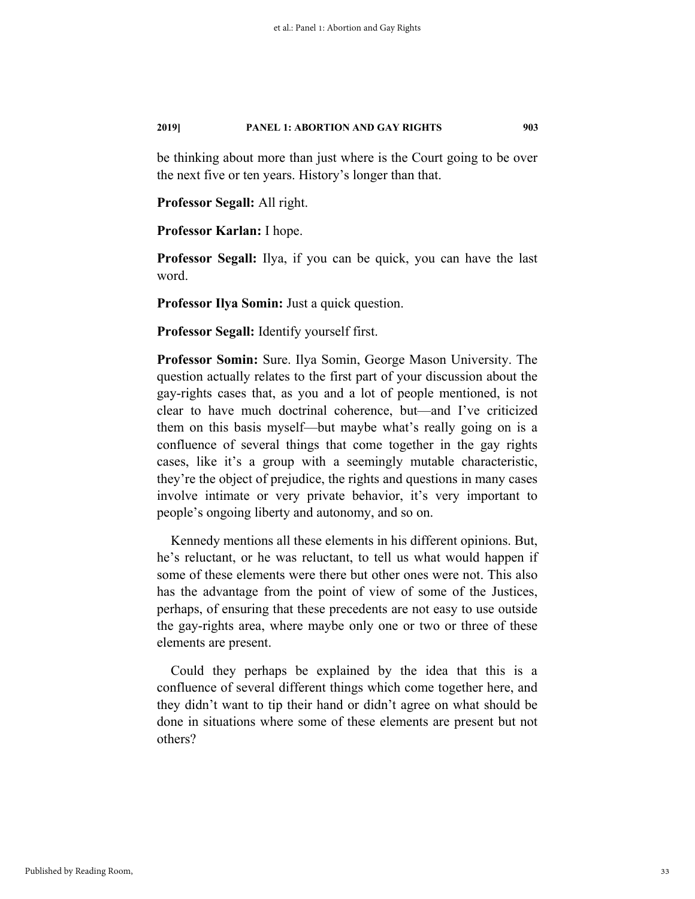be thinking about more than just where is the Court going to be over the next five or ten years. History's longer than that.

**Professor Segall:** All right.

**Professor Karlan:** I hope.

**Professor Segall:** Ilya, if you can be quick, you can have the last word.

**Professor Ilya Somin:** Just a quick question.

**Professor Segall:** Identify yourself first.

**Professor Somin:** Sure. Ilya Somin, George Mason University. The question actually relates to the first part of your discussion about the gay-rights cases that, as you and a lot of people mentioned, is not clear to have much doctrinal coherence, but—and I've criticized them on this basis myself—but maybe what's really going on is a confluence of several things that come together in the gay rights cases, like it's a group with a seemingly mutable characteristic, they're the object of prejudice, the rights and questions in many cases involve intimate or very private behavior, it's very important to people's ongoing liberty and autonomy, and so on.

Kennedy mentions all these elements in his different opinions. But, he's reluctant, or he was reluctant, to tell us what would happen if some of these elements were there but other ones were not. This also has the advantage from the point of view of some of the Justices, perhaps, of ensuring that these precedents are not easy to use outside the gay-rights area, where maybe only one or two or three of these elements are present.

Could they perhaps be explained by the idea that this is a confluence of several different things which come together here, and they didn't want to tip their hand or didn't agree on what should be done in situations where some of these elements are present but not others?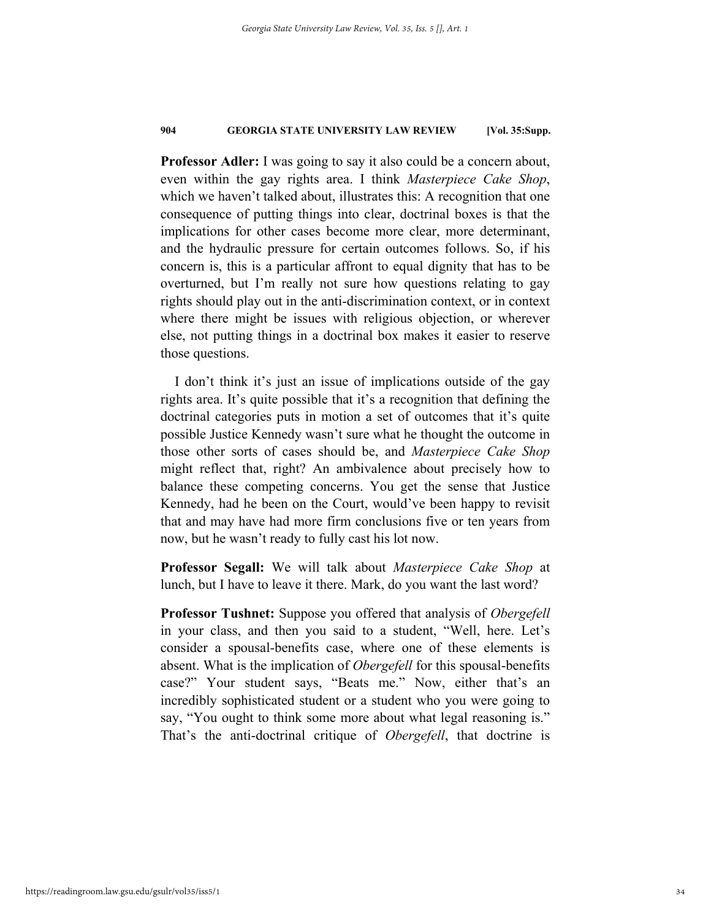**Professor Adler:** I was going to say it also could be a concern about, even within the gay rights area. I think *Masterpiece Cake Shop*, which we haven't talked about, illustrates this: A recognition that one consequence of putting things into clear, doctrinal boxes is that the implications for other cases become more clear, more determinant, and the hydraulic pressure for certain outcomes follows. So, if his concern is, this is a particular affront to equal dignity that has to be overturned, but I'm really not sure how questions relating to gay rights should play out in the anti-discrimination context, or in context where there might be issues with religious objection, or wherever else, not putting things in a doctrinal box makes it easier to reserve those questions.

I don't think it's just an issue of implications outside of the gay rights area. It's quite possible that it's a recognition that defining the doctrinal categories puts in motion a set of outcomes that it's quite possible Justice Kennedy wasn't sure what he thought the outcome in those other sorts of cases should be, and *Masterpiece Cake Shop* might reflect that, right? An ambivalence about precisely how to balance these competing concerns. You get the sense that Justice Kennedy, had he been on the Court, would've been happy to revisit that and may have had more firm conclusions five or ten years from now, but he wasn't ready to fully cast his lot now.

**Professor Segall:** We will talk about *Masterpiece Cake Shop* at lunch, but I have to leave it there. Mark, do you want the last word?

**Professor Tushnet:** Suppose you offered that analysis of *Obergefell* in your class, and then you said to a student, "Well, here. Let's consider a spousal-benefits case, where one of these elements is absent. What is the implication of *Obergefell* for this spousal-benefits case?" Your student says, "Beats me." Now, either that's an incredibly sophisticated student or a student who you were going to say, "You ought to think some more about what legal reasoning is." That's the anti-doctrinal critique of *Obergefell*, that doctrine is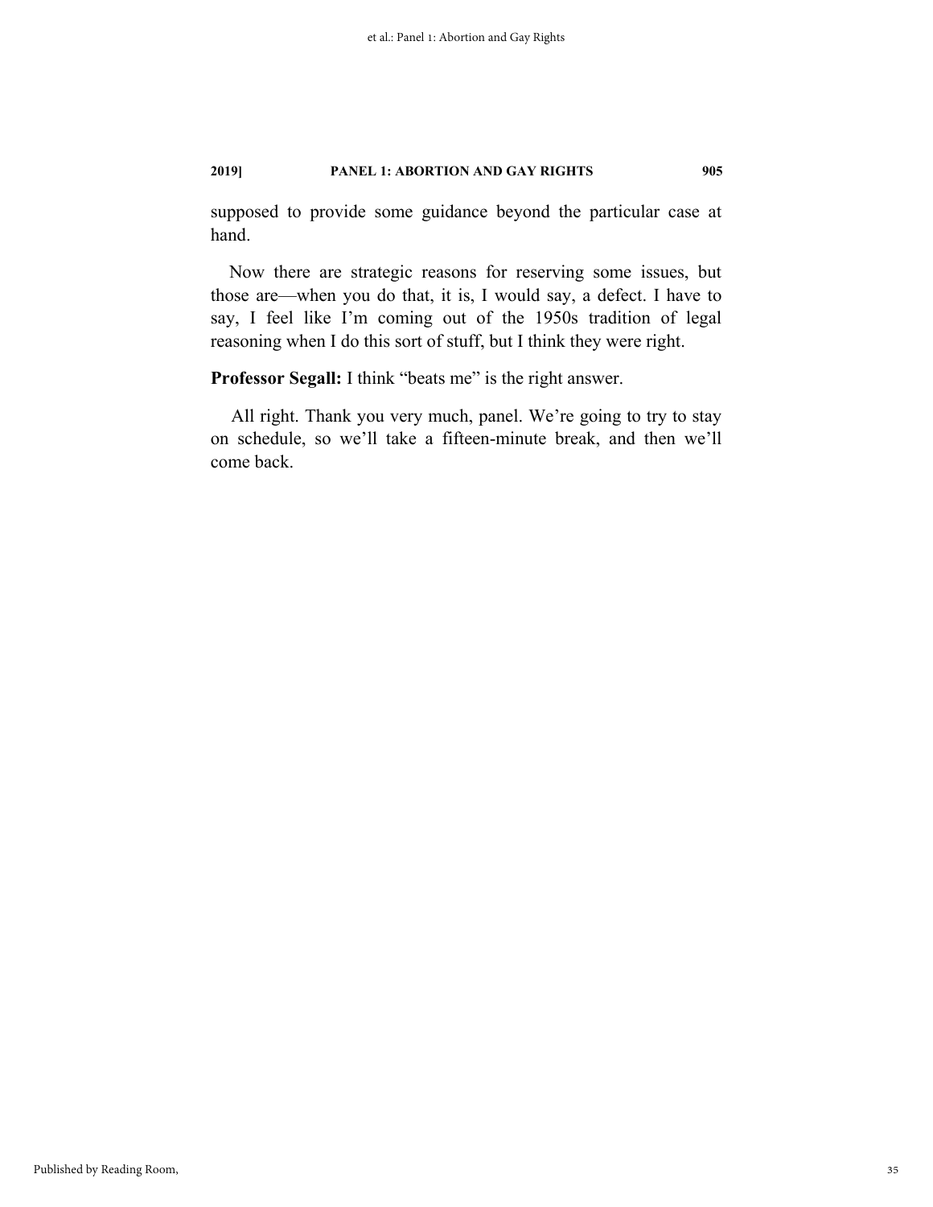supposed to provide some guidance beyond the particular case at hand.

Now there are strategic reasons for reserving some issues, but those are—when you do that, it is, I would say, a defect. I have to say, I feel like I'm coming out of the 1950s tradition of legal reasoning when I do this sort of stuff, but I think they were right.

**Professor Segall:** I think "beats me" is the right answer.

All right. Thank you very much, panel. We're going to try to stay on schedule, so we'll take a fifteen-minute break, and then we'll come back.